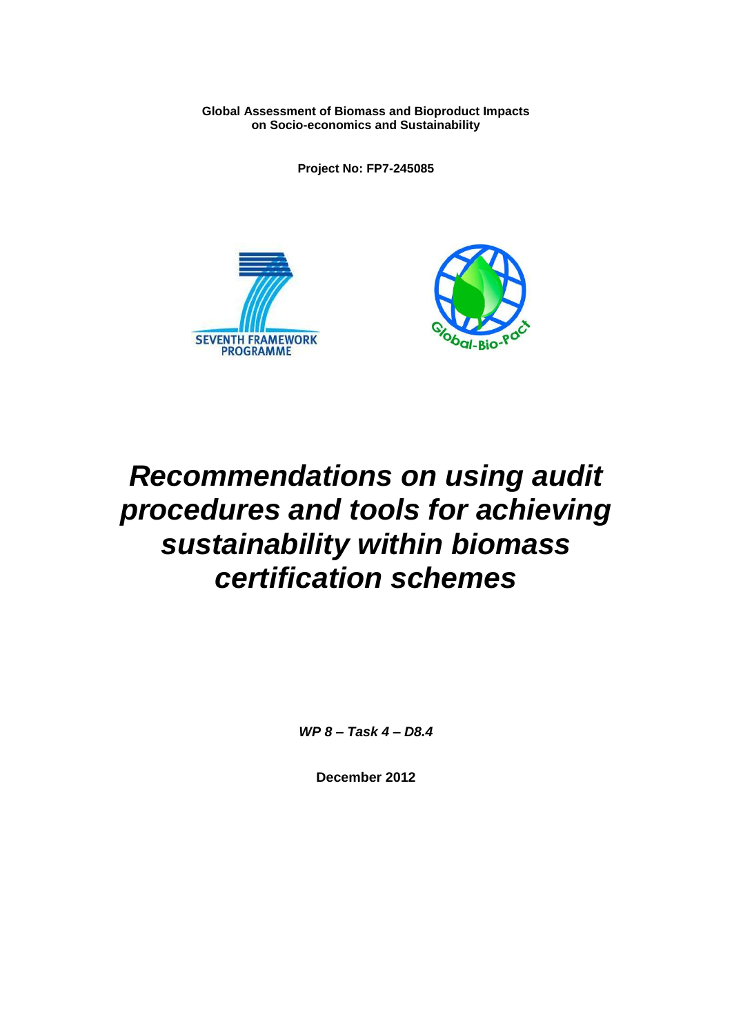**Global Assessment of Biomass and Bioproduct Impacts on Socio-economics and Sustainability**

**Project No: FP7-245085**

# *Recommendations on using audit procedures and tools for achieving sustainability within biomass certification schemes*

***WP 8 – Task 4 – D8.4***

**December 2012**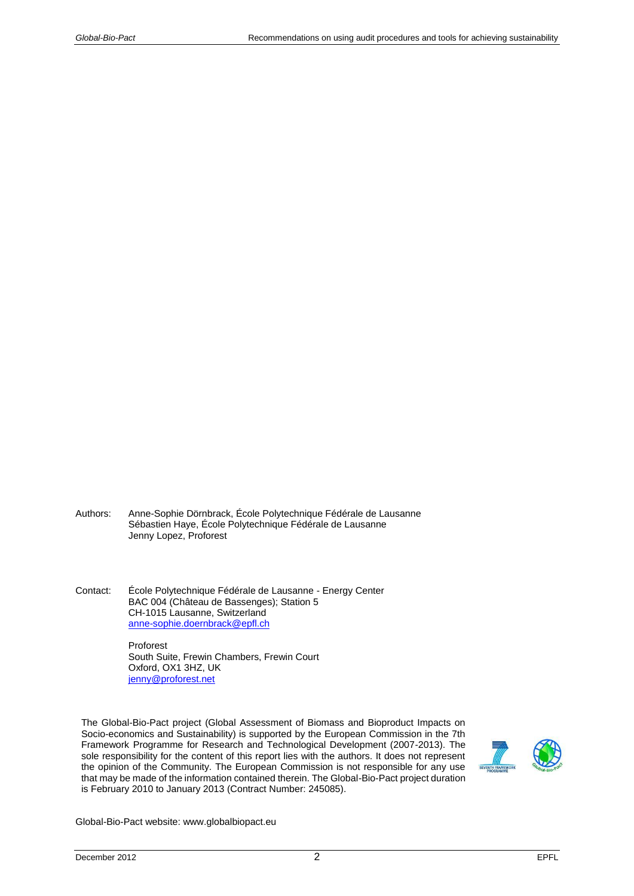Authors: Anne-Sophie Dörnbrack, École Polytechnique Fédérale de Lausanne
Sébastien Haye, École Polytechnique Fédérale de Lausanne
Jenny Lopez, Proforest

Contact: École Polytechnique Fédérale de Lausanne - Energy Center
BAC 004 (Château de Bassenges); Station 5
CH-1015 Lausanne, Switzerland
anne-sophie.doernbrack@epfl.ch

Proforest
South Suite, Frewin Chambers, Frewin Court
Oxford, OX1 3HZ, UK
jenny@proforest.net

The Global-Bio-Pact project (Global Assessment of Biomass and Bioproduct Impacts on Socio-economics and Sustainability) is supported by the European Commission in the 7th Framework Programme for Research and Technological Development (2007-2013). The sole responsibility for the content of this report lies with the authors. It does not represent the opinion of the Community. The European Commission is not responsible for any use that may be made of the information contained therein. The Global-Bio-Pact project duration is February 2010 to January 2013 (Contract Number: 245085).

Global-Bio-Pact website: www.globalbiopact.eu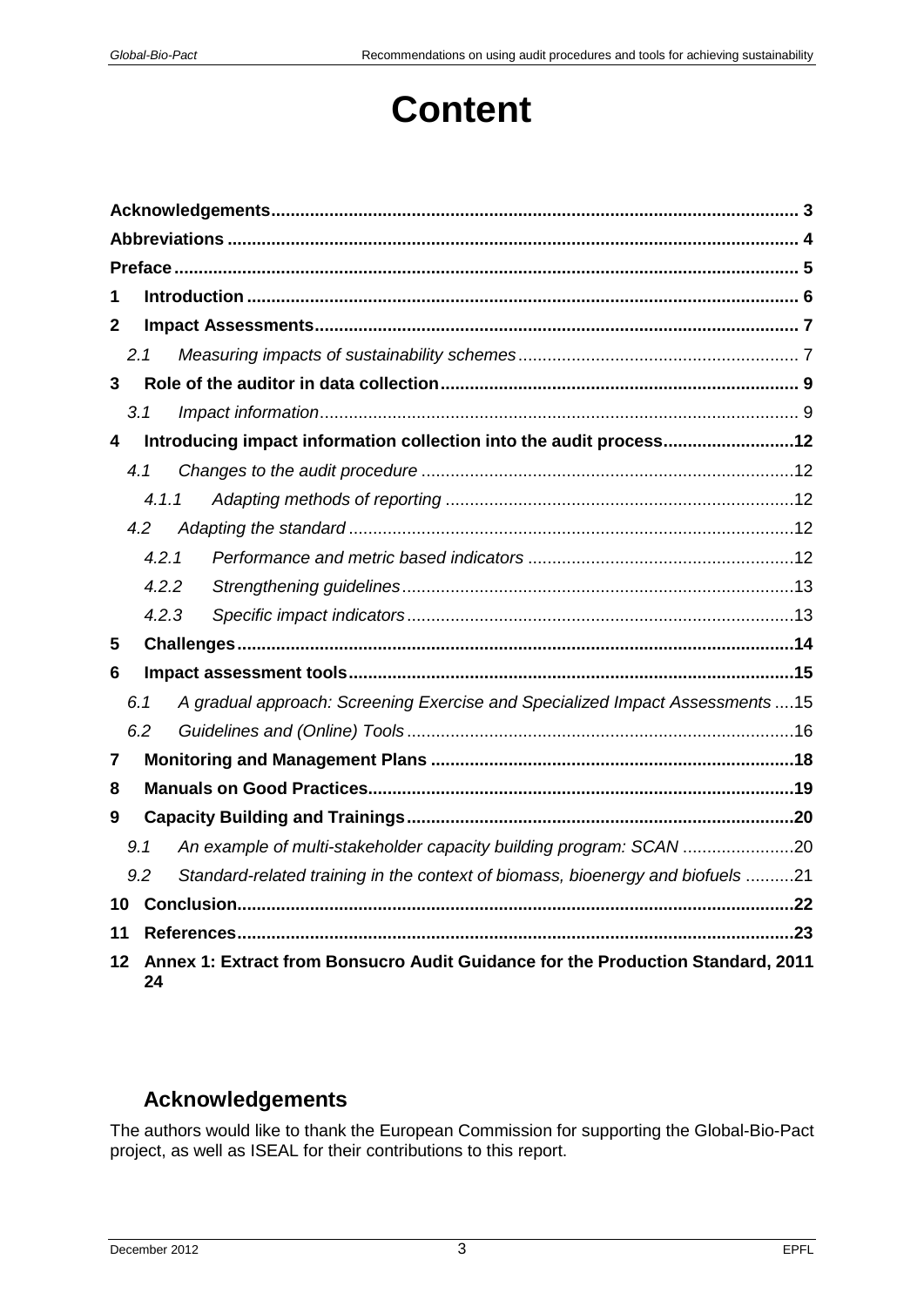# Content

| | | |
|---|---|---|
| **Acknowledgements** | | **3** |
| **Abbreviations** | | **4** |
| **Preface** | | **5** |
| **1** | **Introduction** | **6** |
| **2** | **Impact Assessments** | **7** |
| *2.1* | *Measuring impacts of sustainability schemes* | 7 |
| **3** | **Role of the auditor in data collection** | **9** |
| *3.1* | *Impact information* | 9 |
| **4** | **Introducing impact information collection into the audit process** | **12** |
| *4.1* | *Changes to the audit procedure* | 12 |
| *4.1.1* | *Adapting methods of reporting* | 12 |
| *4.2* | *Adapting the standard* | 12 |
| *4.2.1* | *Performance and metric based indicators* | 12 |
| *4.2.2* | *Strengthening guidelines* | 13 |
| *4.2.3* | *Specific impact indicators* | 13 |
| **5** | **Challenges** | **14** |
| **6** | **Impact assessment tools** | **15** |
| *6.1* | *A gradual approach: Screening Exercise and Specialized Impact Assessments* | 15 |
| *6.2* | *Guidelines and (Online) Tools* | 16 |
| **7** | **Monitoring and Management Plans** | **18** |
| **8** | **Manuals on Good Practices** | **19** |
| **9** | **Capacity Building and Trainings** | **20** |
| *9.1* | *An example of multi-stakeholder capacity building program: SCAN* | 20 |
| *9.2* | *Standard-related training in the context of biomass, bioenergy and biofuels* | 21 |
| **10** | **Conclusion** | **22** |
| **11** | **References** | **23** |
| **12** | **Annex 1: Extract from Bonsucro Audit Guidance for the Production Standard, 2011** | **24** |

## Acknowledgements

The authors would like to thank the European Commission for supporting the Global-Bio-Pact project, as well as ISEAL for their contributions to this report.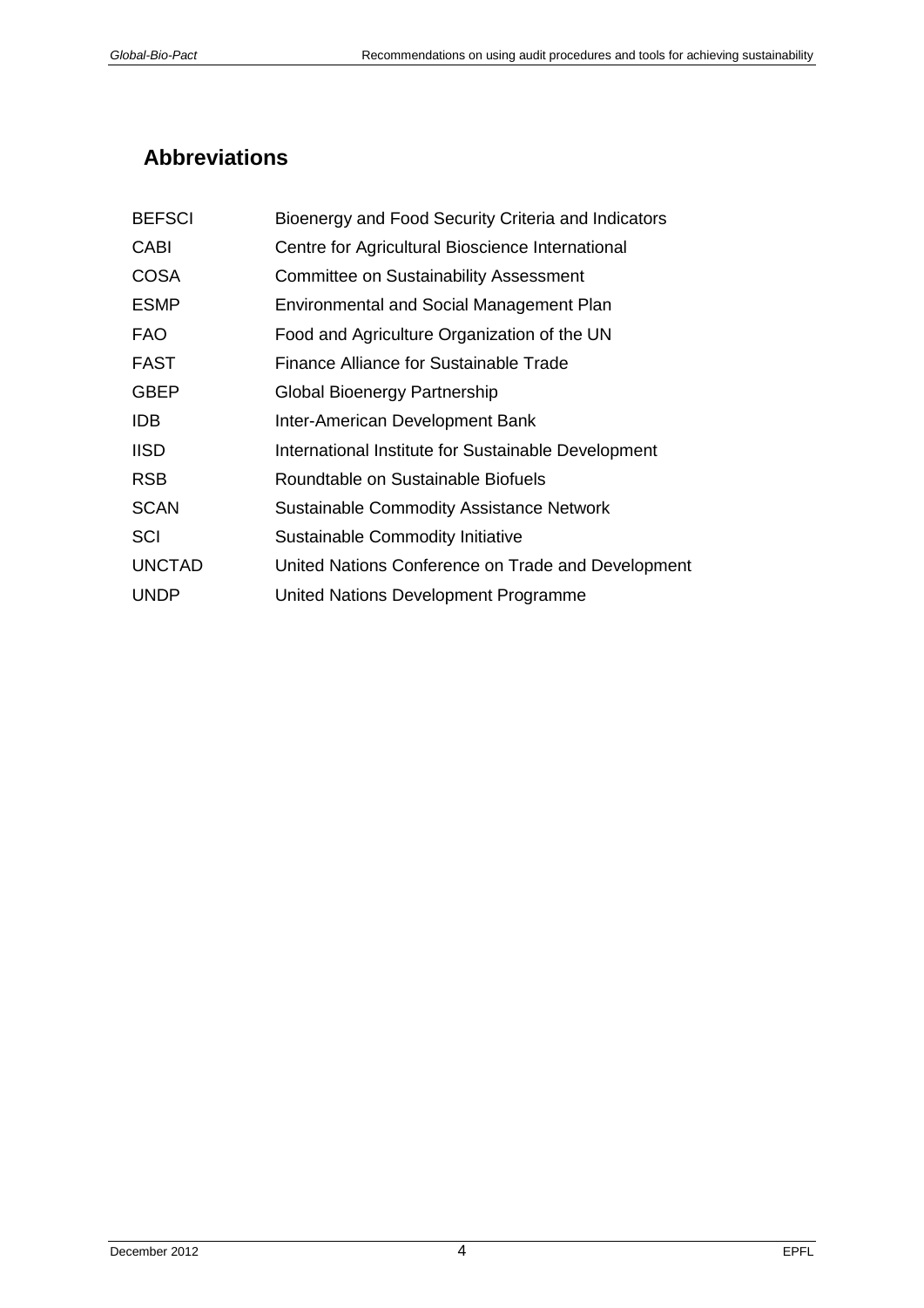## Abbreviations

| | |
|---|---|
| BEFSCI | Bioenergy and Food Security Criteria and Indicators |
| CABI | Centre for Agricultural Bioscience International |
| COSA | Committee on Sustainability Assessment |
| ESMP | Environmental and Social Management Plan |
| FAO | Food and Agriculture Organization of the UN |
| FAST | Finance Alliance for Sustainable Trade |
| GBEP | Global Bioenergy Partnership |
| IDB | Inter-American Development Bank |
| IISD | International Institute for Sustainable Development |
| RSB | Roundtable on Sustainable Biofuels |
| SCAN | Sustainable Commodity Assistance Network |
| SCI | Sustainable Commodity Initiative |
| UNCTAD | United Nations Conference on Trade and Development |
| UNDP | United Nations Development Programme |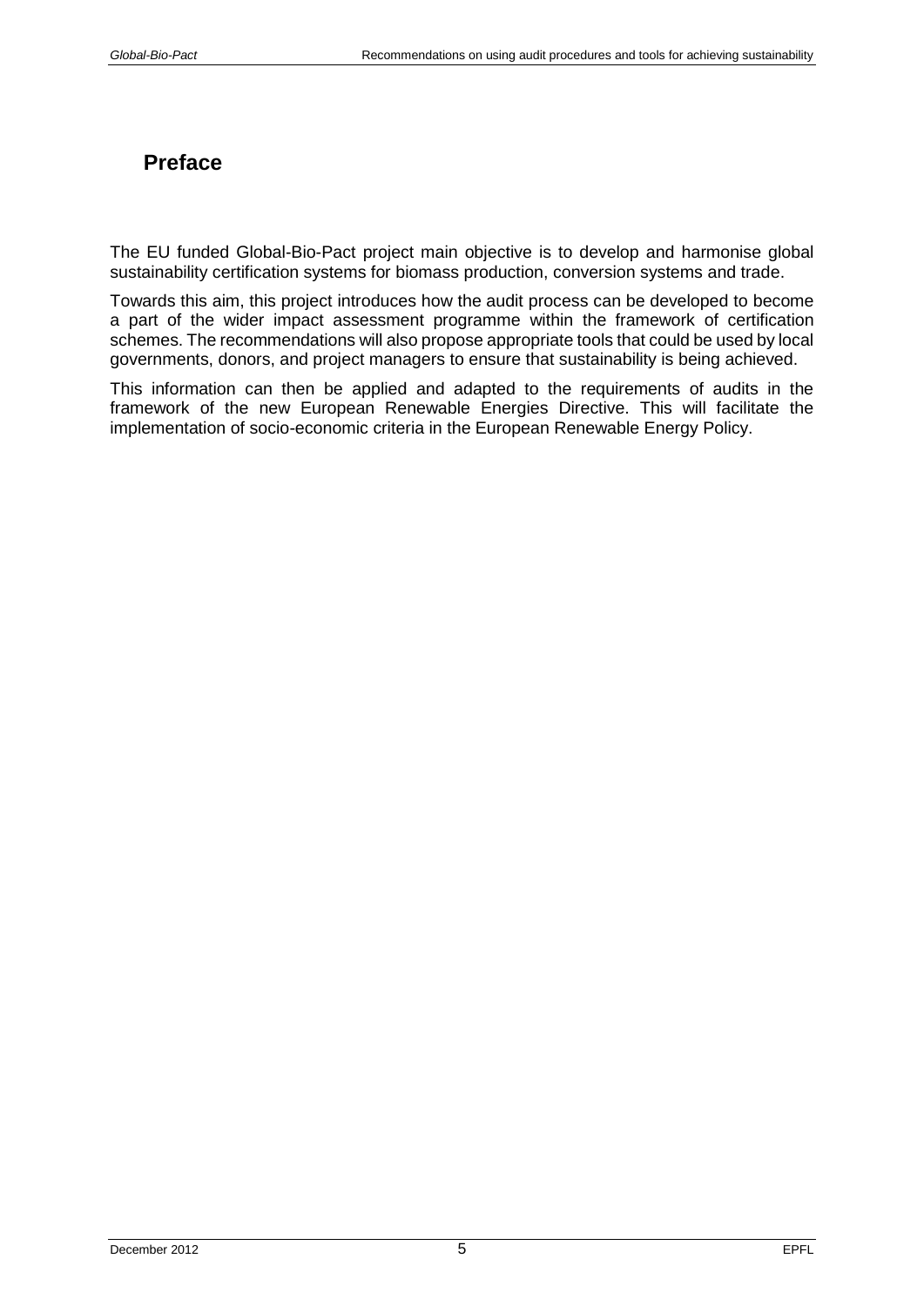## Preface

The EU funded Global-Bio-Pact project main objective is to develop and harmonise global sustainability certification systems for biomass production, conversion systems and trade.

Towards this aim, this project introduces how the audit process can be developed to become a part of the wider impact assessment programme within the framework of certification schemes. The recommendations will also propose appropriate tools that could be used by local governments, donors, and project managers to ensure that sustainability is being achieved.

This information can then be applied and adapted to the requirements of audits in the framework of the new European Renewable Energies Directive. This will facilitate the implementation of socio-economic criteria in the European Renewable Energy Policy.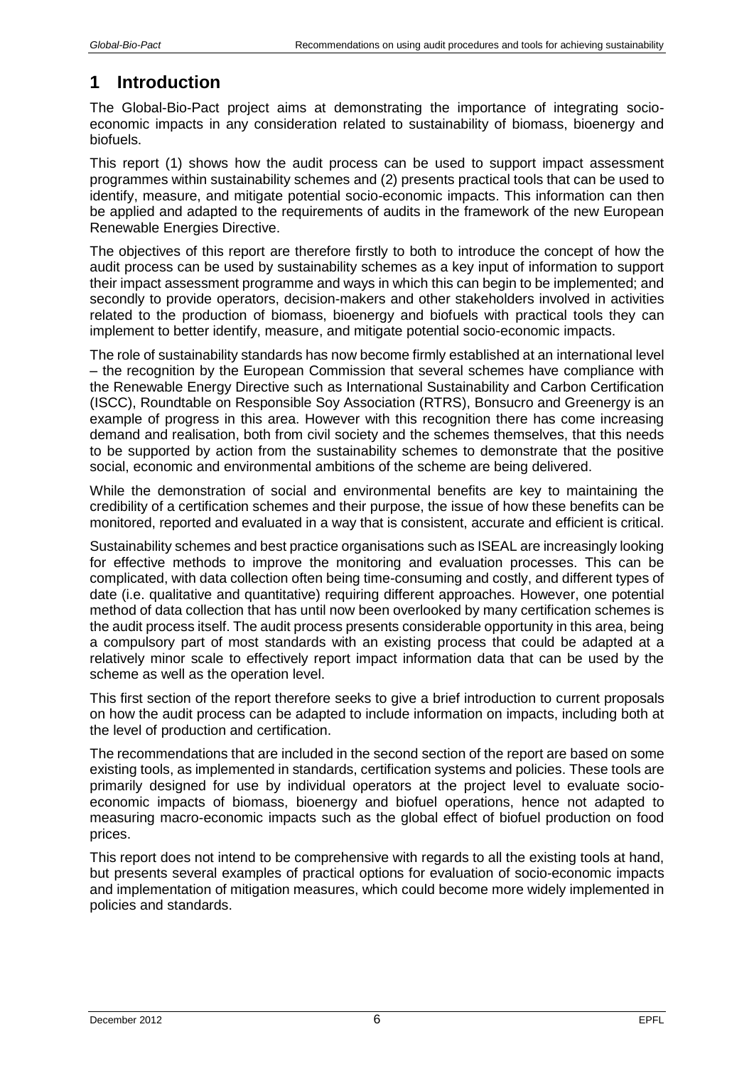# 1 Introduction

The Global-Bio-Pact project aims at demonstrating the importance of integrating socio-economic impacts in any consideration related to sustainability of biomass, bioenergy and biofuels.

This report (1) shows how the audit process can be used to support impact assessment programmes within sustainability schemes and (2) presents practical tools that can be used to identify, measure, and mitigate potential socio-economic impacts. This information can then be applied and adapted to the requirements of audits in the framework of the new European Renewable Energies Directive.

The objectives of this report are therefore firstly to both to introduce the concept of how the audit process can be used by sustainability schemes as a key input of information to support their impact assessment programme and ways in which this can begin to be implemented; and secondly to provide operators, decision-makers and other stakeholders involved in activities related to the production of biomass, bioenergy and biofuels with practical tools they can implement to better identify, measure, and mitigate potential socio-economic impacts.

The role of sustainability standards has now become firmly established at an international level – the recognition by the European Commission that several schemes have compliance with the Renewable Energy Directive such as International Sustainability and Carbon Certification (ISCC), Roundtable on Responsible Soy Association (RTRS), Bonsucro and Greenergy is an example of progress in this area. However with this recognition there has come increasing demand and realisation, both from civil society and the schemes themselves, that this needs to be supported by action from the sustainability schemes to demonstrate that the positive social, economic and environmental ambitions of the scheme are being delivered.

While the demonstration of social and environmental benefits are key to maintaining the credibility of a certification schemes and their purpose, the issue of how these benefits can be monitored, reported and evaluated in a way that is consistent, accurate and efficient is critical.

Sustainability schemes and best practice organisations such as ISEAL are increasingly looking for effective methods to improve the monitoring and evaluation processes. This can be complicated, with data collection often being time-consuming and costly, and different types of date (i.e. qualitative and quantitative) requiring different approaches. However, one potential method of data collection that has until now been overlooked by many certification schemes is the audit process itself. The audit process presents considerable opportunity in this area, being a compulsory part of most standards with an existing process that could be adapted at a relatively minor scale to effectively report impact information data that can be used by the scheme as well as the operation level.

This first section of the report therefore seeks to give a brief introduction to current proposals on how the audit process can be adapted to include information on impacts, including both at the level of production and certification.

The recommendations that are included in the second section of the report are based on some existing tools, as implemented in standards, certification systems and policies. These tools are primarily designed for use by individual operators at the project level to evaluate socio-economic impacts of biomass, bioenergy and biofuel operations, hence not adapted to measuring macro-economic impacts such as the global effect of biofuel production on food prices.

This report does not intend to be comprehensive with regards to all the existing tools at hand, but presents several examples of practical options for evaluation of socio-economic impacts and implementation of mitigation measures, which could become more widely implemented in policies and standards.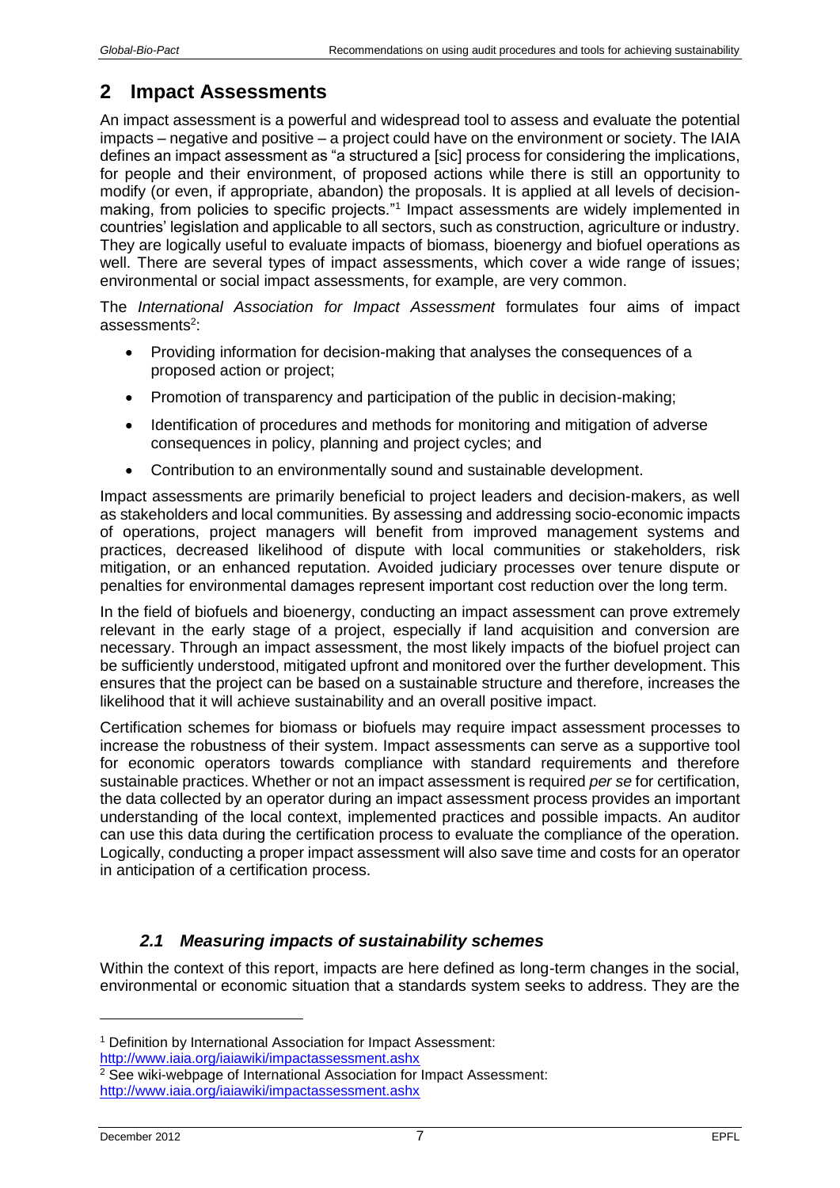## 2 Impact Assessments

An impact assessment is a powerful and widespread tool to assess and evaluate the potential impacts – negative and positive – a project could have on the environment or society. The IAIA defines an impact assessment as "a structured a [sic] process for considering the implications, for people and their environment, of proposed actions while there is still an opportunity to modify (or even, if appropriate, abandon) the proposals. It is applied at all levels of decision-making, from policies to specific projects."[1] Impact assessments are widely implemented in countries' legislation and applicable to all sectors, such as construction, agriculture or industry. They are logically useful to evaluate impacts of biomass, bioenergy and biofuel operations as well. There are several types of impact assessments, which cover a wide range of issues; environmental or social impact assessments, for example, are very common.

The *International Association for Impact Assessment* formulates four aims of impact assessments[2]:

- Providing information for decision-making that analyses the consequences of a proposed action or project;
- Promotion of transparency and participation of the public in decision-making;
- Identification of procedures and methods for monitoring and mitigation of adverse consequences in policy, planning and project cycles; and
- Contribution to an environmentally sound and sustainable development.

Impact assessments are primarily beneficial to project leaders and decision-makers, as well as stakeholders and local communities. By assessing and addressing socio-economic impacts of operations, project managers will benefit from improved management systems and practices, decreased likelihood of dispute with local communities or stakeholders, risk mitigation, or an enhanced reputation. Avoided judiciary processes over tenure dispute or penalties for environmental damages represent important cost reduction over the long term.

In the field of biofuels and bioenergy, conducting an impact assessment can prove extremely relevant in the early stage of a project, especially if land acquisition and conversion are necessary. Through an impact assessment, the most likely impacts of the biofuel project can be sufficiently understood, mitigated upfront and monitored over the further development. This ensures that the project can be based on a sustainable structure and therefore, increases the likelihood that it will achieve sustainability and an overall positive impact.

Certification schemes for biomass or biofuels may require impact assessment processes to increase the robustness of their system. Impact assessments can serve as a supportive tool for economic operators towards compliance with standard requirements and therefore sustainable practices. Whether or not an impact assessment is required *per se* for certification, the data collected by an operator during an impact assessment process provides an important understanding of the local context, implemented practices and possible impacts. An auditor can use this data during the certification process to evaluate the compliance of the operation. Logically, conducting a proper impact assessment will also save time and costs for an operator in anticipation of a certification process.

### *2.1 Measuring impacts of sustainability schemes*

Within the context of this report, impacts are here defined as long-term changes in the social, environmental or economic situation that a standards system seeks to address. They are the

---

[1] Definition by International Association for Impact Assessment: http://www.iaia.org/iaiawiki/impactassessment.ashx

[2] See wiki-webpage of International Association for Impact Assessment: http://www.iaia.org/iaiawiki/impactassessment.ashx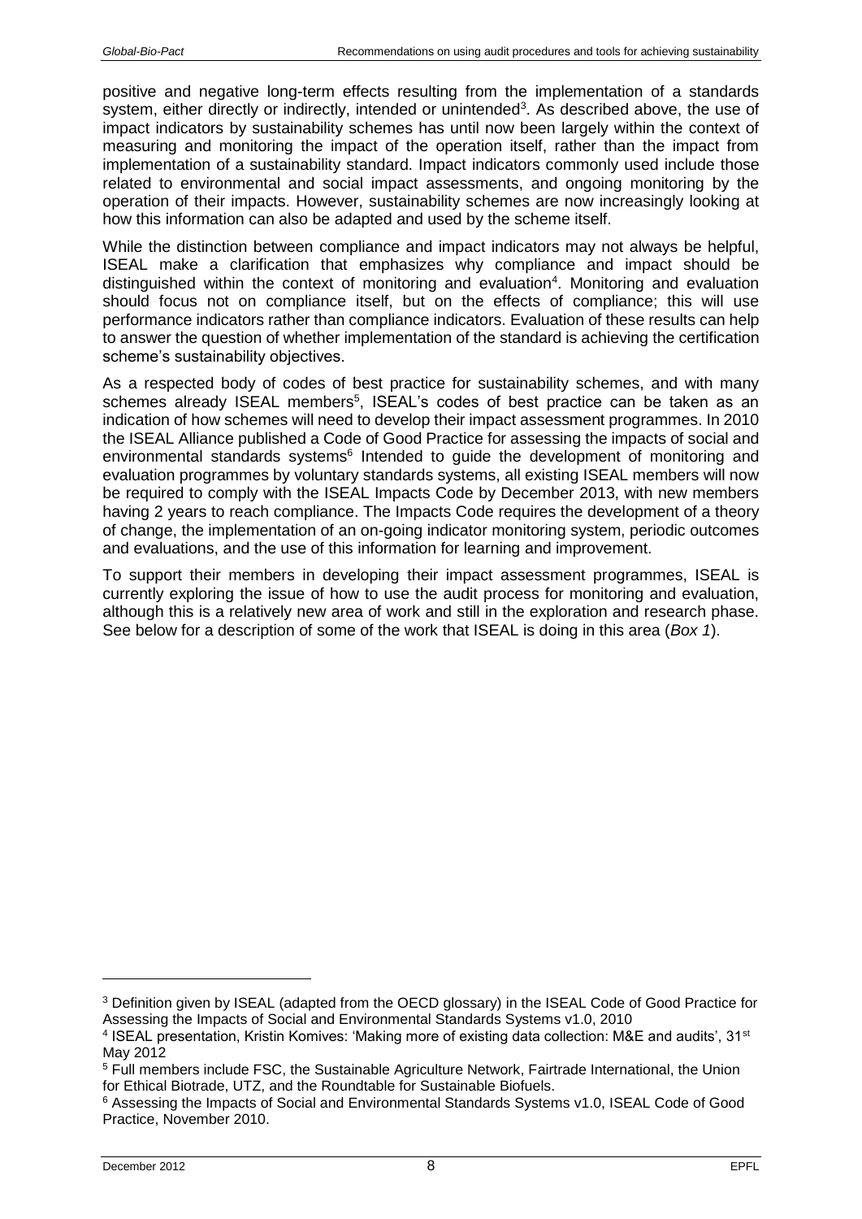positive and negative long-term effects resulting from the implementation of a standards system, either directly or indirectly, intended or unintended[3]. As described above, the use of impact indicators by sustainability schemes has until now been largely within the context of measuring and monitoring the impact of the operation itself, rather than the impact from implementation of a sustainability standard. Impact indicators commonly used include those related to environmental and social impact assessments, and ongoing monitoring by the operation of their impacts. However, sustainability schemes are now increasingly looking at how this information can also be adapted and used by the scheme itself.

While the distinction between compliance and impact indicators may not always be helpful, ISEAL make a clarification that emphasizes why compliance and impact should be distinguished within the context of monitoring and evaluation[4]. Monitoring and evaluation should focus not on compliance itself, but on the effects of compliance; this will use performance indicators rather than compliance indicators. Evaluation of these results can help to answer the question of whether implementation of the standard is achieving the certification scheme's sustainability objectives.

As a respected body of codes of best practice for sustainability schemes, and with many schemes already ISEAL members[5], ISEAL's codes of best practice can be taken as an indication of how schemes will need to develop their impact assessment programmes. In 2010 the ISEAL Alliance published a Code of Good Practice for assessing the impacts of social and environmental standards systems[6] Intended to guide the development of monitoring and evaluation programmes by voluntary standards systems, all existing ISEAL members will now be required to comply with the ISEAL Impacts Code by December 2013, with new members having 2 years to reach compliance. The Impacts Code requires the development of a theory of change, the implementation of an on-going indicator monitoring system, periodic outcomes and evaluations, and the use of this information for learning and improvement.

To support their members in developing their impact assessment programmes, ISEAL is currently exploring the issue of how to use the audit process for monitoring and evaluation, although this is a relatively new area of work and still in the exploration and research phase. See below for a description of some of the work that ISEAL is doing in this area (*Box 1*).

---

[3] Definition given by ISEAL (adapted from the OECD glossary) in the ISEAL Code of Good Practice for Assessing the Impacts of Social and Environmental Standards Systems v1.0, 2010

[4] ISEAL presentation, Kristin Komives: 'Making more of existing data collection: M&E and audits', 31st May 2012

[5] Full members include FSC, the Sustainable Agriculture Network, Fairtrade International, the Union for Ethical Biotrade, UTZ, and the Roundtable for Sustainable Biofuels.

[6] Assessing the Impacts of Social and Environmental Standards Systems v1.0, ISEAL Code of Good Practice, November 2010.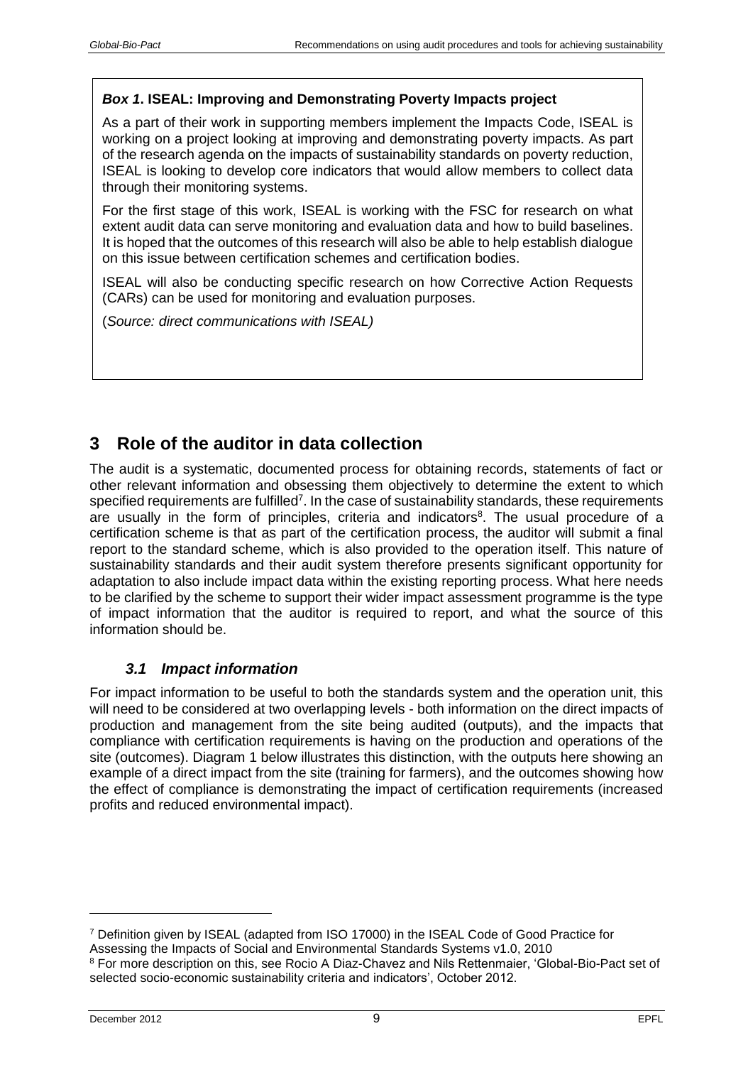***Box 1*. ISEAL: Improving and Demonstrating Poverty Impacts project**

As a part of their work in supporting members implement the Impacts Code, ISEAL is working on a project looking at improving and demonstrating poverty impacts. As part of the research agenda on the impacts of sustainability standards on poverty reduction, ISEAL is looking to develop core indicators that would allow members to collect data through their monitoring systems.

For the first stage of this work, ISEAL is working with the FSC for research on what extent audit data can serve monitoring and evaluation data and how to build baselines. It is hoped that the outcomes of this research will also be able to help establish dialogue on this issue between certification schemes and certification bodies.

ISEAL will also be conducting specific research on how Corrective Action Requests (CARs) can be used for monitoring and evaluation purposes.

(*Source: direct communications with ISEAL)*

# 3 Role of the auditor in data collection

The audit is a systematic, documented process for obtaining records, statements of fact or other relevant information and obsessing them objectively to determine the extent to which specified requirements are fulfilled[7]. In the case of sustainability standards, these requirements are usually in the form of principles, criteria and indicators[8]. The usual procedure of a certification scheme is that as part of the certification process, the auditor will submit a final report to the standard scheme, which is also provided to the operation itself. This nature of sustainability standards and their audit system therefore presents significant opportunity for adaptation to also include impact data within the existing reporting process. What here needs to be clarified by the scheme to support their wider impact assessment programme is the type of impact information that the auditor is required to report, and what the source of this information should be.

## *3.1 Impact information*

For impact information to be useful to both the standards system and the operation unit, this will need to be considered at two overlapping levels - both information on the direct impacts of production and management from the site being audited (outputs), and the impacts that compliance with certification requirements is having on the production and operations of the site (outcomes). Diagram 1 below illustrates this distinction, with the outputs here showing an example of a direct impact from the site (training for farmers), and the outcomes showing how the effect of compliance is demonstrating the impact of certification requirements (increased profits and reduced environmental impact).

---

[7] Definition given by ISEAL (adapted from ISO 17000) in the ISEAL Code of Good Practice for Assessing the Impacts of Social and Environmental Standards Systems v1.0, 2010

[8] For more description on this, see Rocio A Diaz-Chavez and Nils Rettenmaier, 'Global-Bio-Pact set of selected socio-economic sustainability criteria and indicators', October 2012.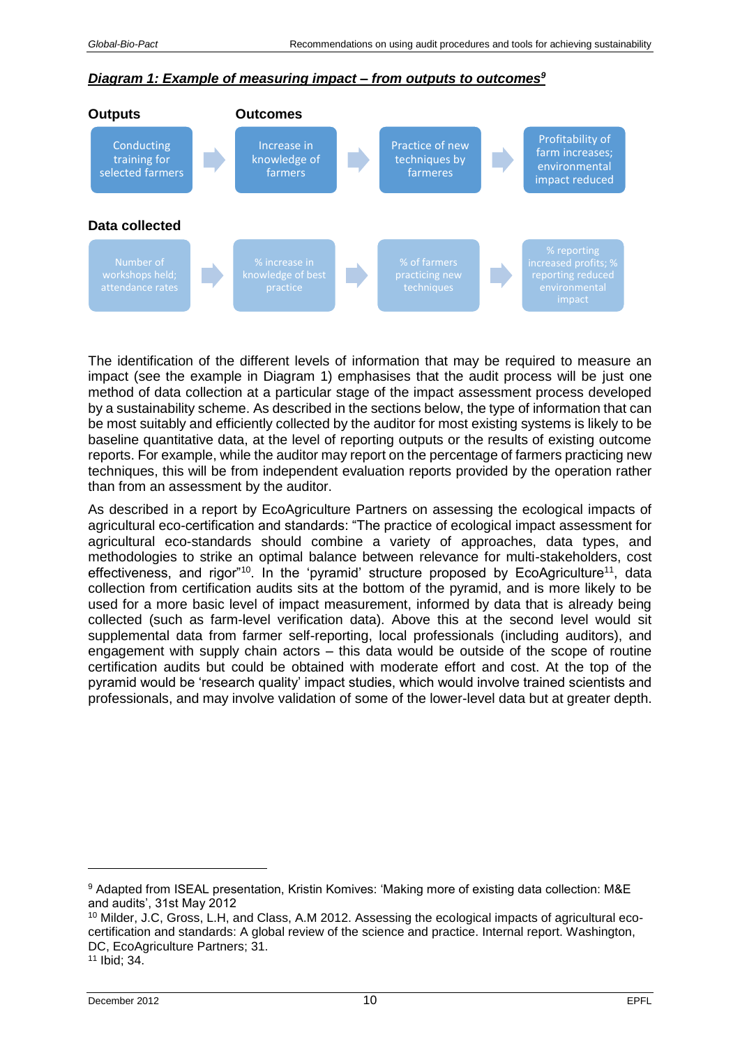***Diagram 1: Example of measuring impact – from outputs to outcomes***[9]

**Outputs** | **Outcomes**

| Outputs | Outcomes | | |
|---|---|---|---|
| Conducting training for selected farmers | Increase in knowledge of farmers | Practice of new techniques by farmeres | Profitability of farm increases; environmental impact reduced |

**Data collected**

| Number of workshops held; attendance rates | % increase in knowledge of best practice | % of farmers practicing new techniques | % reporting increased profits; % reporting reduced environmental impact |
|---|---|---|---|

The identification of the different levels of information that may be required to measure an impact (see the example in Diagram 1) emphasises that the audit process will be just one method of data collection at a particular stage of the impact assessment process developed by a sustainability scheme. As described in the sections below, the type of information that can be most suitably and efficiently collected by the auditor for most existing systems is likely to be baseline quantitative data, at the level of reporting outputs or the results of existing outcome reports. For example, while the auditor may report on the percentage of farmers practicing new techniques, this will be from independent evaluation reports provided by the operation rather than from an assessment by the auditor.

As described in a report by EcoAgriculture Partners on assessing the ecological impacts of agricultural eco-certification and standards: "The practice of ecological impact assessment for agricultural eco-standards should combine a variety of approaches, data types, and methodologies to strike an optimal balance between relevance for multi-stakeholders, cost effectiveness, and rigor"[10]. In the 'pyramid' structure proposed by EcoAgriculture[11], data collection from certification audits sits at the bottom of the pyramid, and is more likely to be used for a more basic level of impact measurement, informed by data that is already being collected (such as farm-level verification data). Above this at the second level would sit supplemental data from farmer self-reporting, local professionals (including auditors), and engagement with supply chain actors – this data would be outside of the scope of routine certification audits but could be obtained with moderate effort and cost. At the top of the pyramid would be 'research quality' impact studies, which would involve trained scientists and professionals, and may involve validation of some of the lower-level data but at greater depth.

---

[9] Adapted from ISEAL presentation, Kristin Komives: 'Making more of existing data collection: M&E and audits', 31st May 2012

[10] Milder, J.C, Gross, L.H, and Class, A.M 2012. Assessing the ecological impacts of agricultural eco-certification and standards: A global review of the science and practice. Internal report. Washington, DC, EcoAgriculture Partners; 31.

[11] Ibid; 34.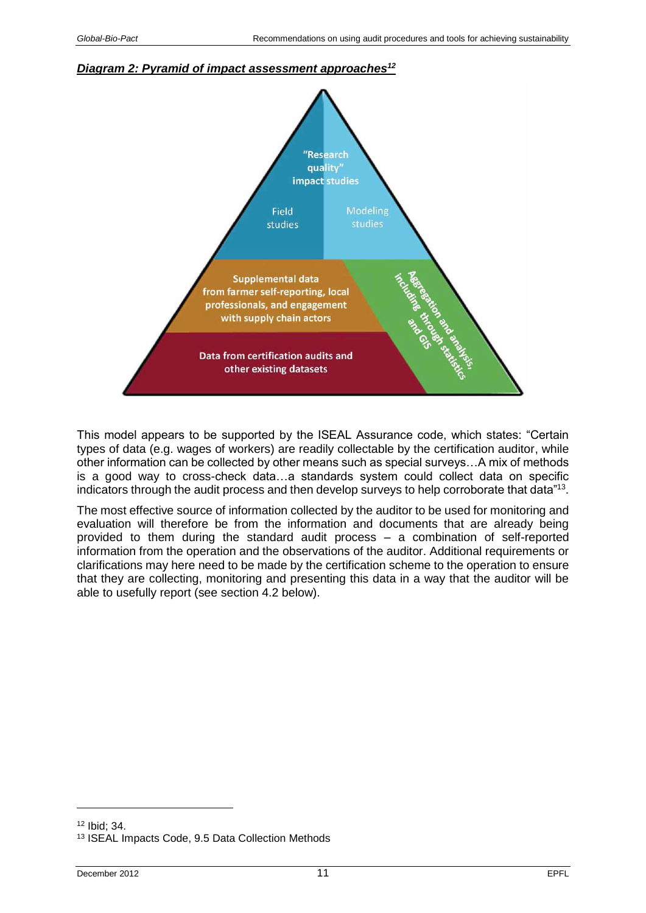***Diagram 2: Pyramid of impact assessment approaches*[12]**

"Research quality" impact studies

Field studies

Modeling studies

Supplemental data from farmer self-reporting, local professionals, and engagement with supply chain actors

Aggregation and analysis, including through statistics and GIS

Data from certification audits and other existing datasets

This model appears to be supported by the ISEAL Assurance code, which states: "Certain types of data (e.g. wages of workers) are readily collectable by the certification auditor, while other information can be collected by other means such as special surveys…A mix of methods is a good way to cross-check data…a standards system could collect data on specific indicators through the audit process and then develop surveys to help corroborate that data"[13].

The most effective source of information collected by the auditor to be used for monitoring and evaluation will therefore be from the information and documents that are already being provided to them during the standard audit process – a combination of self-reported information from the operation and the observations of the auditor. Additional requirements or clarifications may here need to be made by the certification scheme to the operation to ensure that they are collecting, monitoring and presenting this data in a way that the auditor will be able to usefully report (see section 4.2 below).

[12] Ibid; 34.

[13] ISEAL Impacts Code, 9.5 Data Collection Methods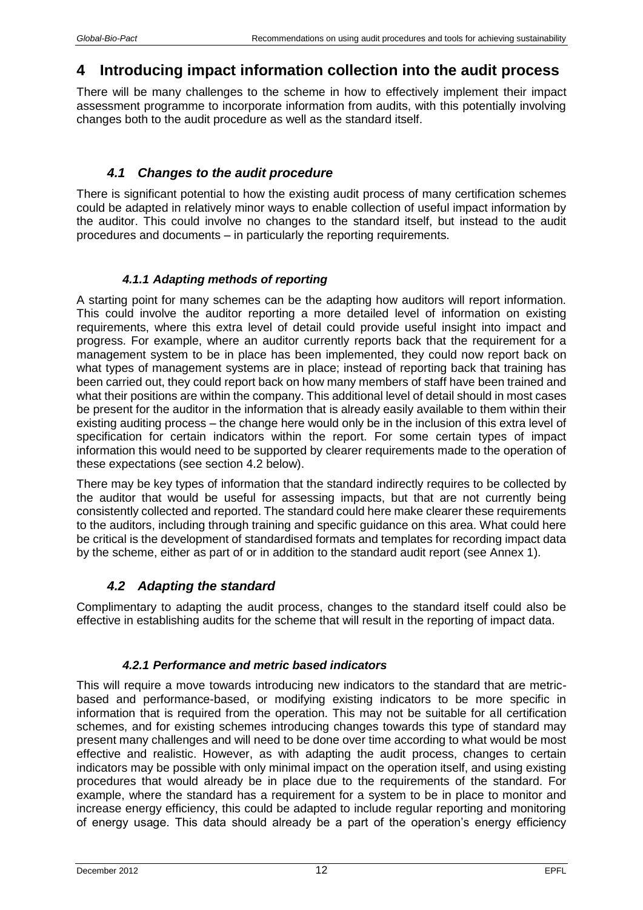# 4 Introducing impact information collection into the audit process

There will be many challenges to the scheme in how to effectively implement their impact assessment programme to incorporate information from audits, with this potentially involving changes both to the audit procedure as well as the standard itself.

## *4.1 Changes to the audit procedure*

There is significant potential to how the existing audit process of many certification schemes could be adapted in relatively minor ways to enable collection of useful impact information by the auditor. This could involve no changes to the standard itself, but instead to the audit procedures and documents – in particularly the reporting requirements.

### *4.1.1 Adapting methods of reporting*

A starting point for many schemes can be the adapting how auditors will report information. This could involve the auditor reporting a more detailed level of information on existing requirements, where this extra level of detail could provide useful insight into impact and progress. For example, where an auditor currently reports back that the requirement for a management system to be in place has been implemented, they could now report back on what types of management systems are in place; instead of reporting back that training has been carried out, they could report back on how many members of staff have been trained and what their positions are within the company. This additional level of detail should in most cases be present for the auditor in the information that is already easily available to them within their existing auditing process – the change here would only be in the inclusion of this extra level of specification for certain indicators within the report. For some certain types of impact information this would need to be supported by clearer requirements made to the operation of these expectations (see section 4.2 below).

There may be key types of information that the standard indirectly requires to be collected by the auditor that would be useful for assessing impacts, but that are not currently being consistently collected and reported. The standard could here make clearer these requirements to the auditors, including through training and specific guidance on this area. What could here be critical is the development of standardised formats and templates for recording impact data by the scheme, either as part of or in addition to the standard audit report (see Annex 1).

## *4.2 Adapting the standard*

Complimentary to adapting the audit process, changes to the standard itself could also be effective in establishing audits for the scheme that will result in the reporting of impact data.

### *4.2.1 Performance and metric based indicators*

This will require a move towards introducing new indicators to the standard that are metric-based and performance-based, or modifying existing indicators to be more specific in information that is required from the operation. This may not be suitable for all certification schemes, and for existing schemes introducing changes towards this type of standard may present many challenges and will need to be done over time according to what would be most effective and realistic. However, as with adapting the audit process, changes to certain indicators may be possible with only minimal impact on the operation itself, and using existing procedures that would already be in place due to the requirements of the standard. For example, where the standard has a requirement for a system to be in place to monitor and increase energy efficiency, this could be adapted to include regular reporting and monitoring of energy usage. This data should already be a part of the operation's energy efficiency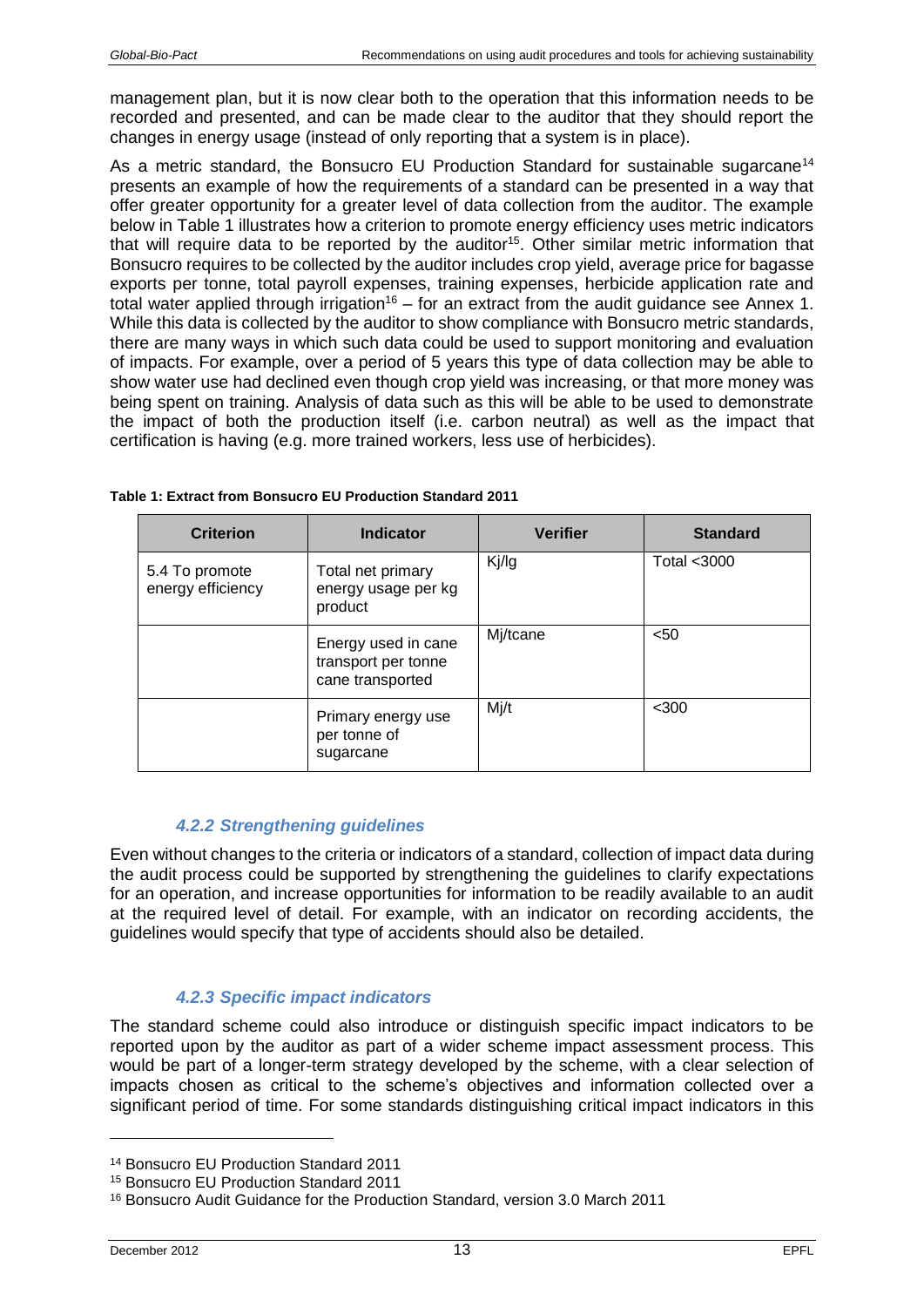management plan, but it is now clear both to the operation that this information needs to be recorded and presented, and can be made clear to the auditor that they should report the changes in energy usage (instead of only reporting that a system is in place).

As a metric standard, the Bonsucro EU Production Standard for sustainable sugarcane[14] presents an example of how the requirements of a standard can be presented in a way that offer greater opportunity for a greater level of data collection from the auditor. The example below in Table 1 illustrates how a criterion to promote energy efficiency uses metric indicators that will require data to be reported by the auditor[15]. Other similar metric information that Bonsucro requires to be collected by the auditor includes crop yield, average price for bagasse exports per tonne, total payroll expenses, training expenses, herbicide application rate and total water applied through irrigation[16] – for an extract from the audit guidance see Annex 1. While this data is collected by the auditor to show compliance with Bonsucro metric standards, there are many ways in which such data could be used to support monitoring and evaluation of impacts. For example, over a period of 5 years this type of data collection may be able to show water use had declined even though crop yield was increasing, or that more money was being spent on training. Analysis of data such as this will be able to be used to demonstrate the impact of both the production itself (i.e. carbon neutral) as well as the impact that certification is having (e.g. more trained workers, less use of herbicides).

**Table 1: Extract from Bonsucro EU Production Standard 2011**

| Criterion | Indicator | Verifier | Standard |
| --- | --- | --- | --- |
| 5.4 To promote energy efficiency | Total net primary energy usage per kg product | Kj/lg | Total <3000 |
| | Energy used in cane transport per tonne cane transported | Mj/tcane | <50 |
| | Primary energy use per tonne of sugarcane | Mj/t | <300 |

### *4.2.2 Strengthening guidelines*

Even without changes to the criteria or indicators of a standard, collection of impact data during the audit process could be supported by strengthening the guidelines to clarify expectations for an operation, and increase opportunities for information to be readily available to an audit at the required level of detail. For example, with an indicator on recording accidents, the guidelines would specify that type of accidents should also be detailed.

### *4.2.3 Specific impact indicators*

The standard scheme could also introduce or distinguish specific impact indicators to be reported upon by the auditor as part of a wider scheme impact assessment process. This would be part of a longer-term strategy developed by the scheme, with a clear selection of impacts chosen as critical to the scheme's objectives and information collected over a significant period of time. For some standards distinguishing critical impact indicators in this

---

[14] Bonsucro EU Production Standard 2011

[15] Bonsucro EU Production Standard 2011

[16] Bonsucro Audit Guidance for the Production Standard, version 3.0 March 2011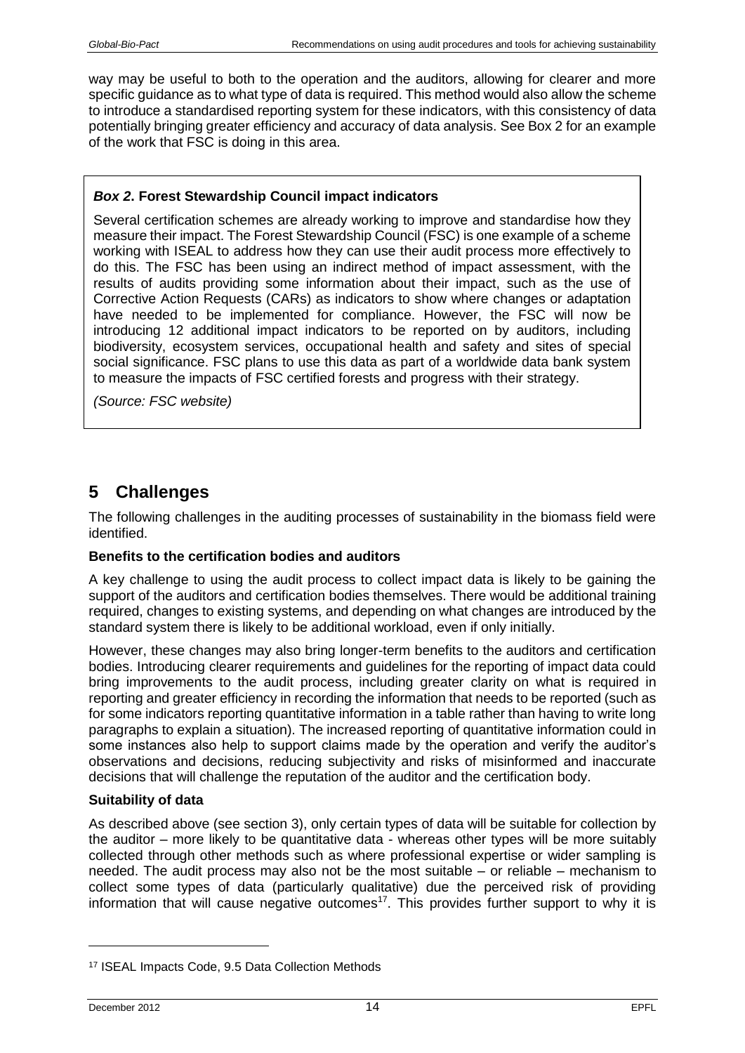way may be useful to both to the operation and the auditors, allowing for clearer and more specific guidance as to what type of data is required. This method would also allow the scheme to introduce a standardised reporting system for these indicators, with this consistency of data potentially bringing greater efficiency and accuracy of data analysis. See Box 2 for an example of the work that FSC is doing in this area.

> ***Box 2*. Forest Stewardship Council impact indicators**
>
> Several certification schemes are already working to improve and standardise how they measure their impact. The Forest Stewardship Council (FSC) is one example of a scheme working with ISEAL to address how they can use their audit process more effectively to do this. The FSC has been using an indirect method of impact assessment, with the results of audits providing some information about their impact, such as the use of Corrective Action Requests (CARs) as indicators to show where changes or adaptation have needed to be implemented for compliance. However, the FSC will now be introducing 12 additional impact indicators to be reported on by auditors, including biodiversity, ecosystem services, occupational health and safety and sites of special social significance. FSC plans to use this data as part of a worldwide data bank system to measure the impacts of FSC certified forests and progress with their strategy.
>
> *(Source: FSC website)*

# 5 Challenges

The following challenges in the auditing processes of sustainability in the biomass field were identified.

**Benefits to the certification bodies and auditors**

A key challenge to using the audit process to collect impact data is likely to be gaining the support of the auditors and certification bodies themselves. There would be additional training required, changes to existing systems, and depending on what changes are introduced by the standard system there is likely to be additional workload, even if only initially.

However, these changes may also bring longer-term benefits to the auditors and certification bodies. Introducing clearer requirements and guidelines for the reporting of impact data could bring improvements to the audit process, including greater clarity on what is required in reporting and greater efficiency in recording the information that needs to be reported (such as for some indicators reporting quantitative information in a table rather than having to write long paragraphs to explain a situation). The increased reporting of quantitative information could in some instances also help to support claims made by the operation and verify the auditor's observations and decisions, reducing subjectivity and risks of misinformed and inaccurate decisions that will challenge the reputation of the auditor and the certification body.

**Suitability of data**

As described above (see section 3), only certain types of data will be suitable for collection by the auditor – more likely to be quantitative data - whereas other types will be more suitably collected through other methods such as where professional expertise or wider sampling is needed. The audit process may also not be the most suitable – or reliable – mechanism to collect some types of data (particularly qualitative) due the perceived risk of providing information that will cause negative outcomes[17]. This provides further support to why it is

[17] ISEAL Impacts Code, 9.5 Data Collection Methods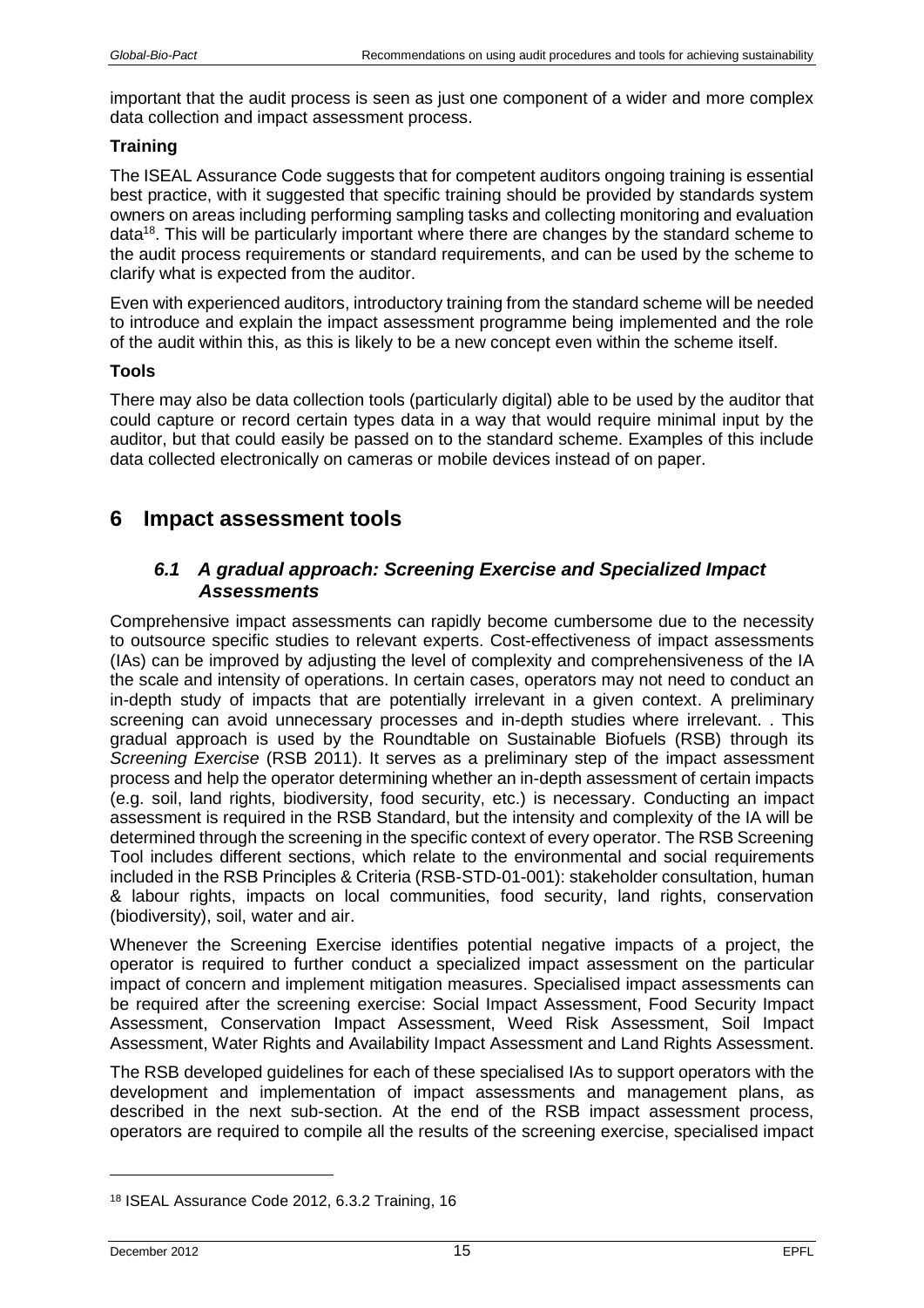important that the audit process is seen as just one component of a wider and more complex data collection and impact assessment process.

**Training**

The ISEAL Assurance Code suggests that for competent auditors ongoing training is essential best practice, with it suggested that specific training should be provided by standards system owners on areas including performing sampling tasks and collecting monitoring and evaluation data[18]. This will be particularly important where there are changes by the standard scheme to the audit process requirements or standard requirements, and can be used by the scheme to clarify what is expected from the auditor.

Even with experienced auditors, introductory training from the standard scheme will be needed to introduce and explain the impact assessment programme being implemented and the role of the audit within this, as this is likely to be a new concept even within the scheme itself.

**Tools**

There may also be data collection tools (particularly digital) able to be used by the auditor that could capture or record certain types data in a way that would require minimal input by the auditor, but that could easily be passed on to the standard scheme. Examples of this include data collected electronically on cameras or mobile devices instead of on paper.

# 6 Impact assessment tools

## *6.1 A gradual approach: Screening Exercise and Specialized Impact Assessments*

Comprehensive impact assessments can rapidly become cumbersome due to the necessity to outsource specific studies to relevant experts. Cost-effectiveness of impact assessments (IAs) can be improved by adjusting the level of complexity and comprehensiveness of the IA the scale and intensity of operations. In certain cases, operators may not need to conduct an in-depth study of impacts that are potentially irrelevant in a given context. A preliminary screening can avoid unnecessary processes and in-depth studies where irrelevant. . This gradual approach is used by the Roundtable on Sustainable Biofuels (RSB) through its *Screening Exercise* (RSB 2011). It serves as a preliminary step of the impact assessment process and help the operator determining whether an in-depth assessment of certain impacts (e.g. soil, land rights, biodiversity, food security, etc.) is necessary. Conducting an impact assessment is required in the RSB Standard, but the intensity and complexity of the IA will be determined through the screening in the specific context of every operator. The RSB Screening Tool includes different sections, which relate to the environmental and social requirements included in the RSB Principles & Criteria (RSB-STD-01-001): stakeholder consultation, human & labour rights, impacts on local communities, food security, land rights, conservation (biodiversity), soil, water and air.

Whenever the Screening Exercise identifies potential negative impacts of a project, the operator is required to further conduct a specialized impact assessment on the particular impact of concern and implement mitigation measures. Specialised impact assessments can be required after the screening exercise: Social Impact Assessment, Food Security Impact Assessment, Conservation Impact Assessment, Weed Risk Assessment, Soil Impact Assessment, Water Rights and Availability Impact Assessment and Land Rights Assessment.

The RSB developed guidelines for each of these specialised IAs to support operators with the development and implementation of impact assessments and management plans, as described in the next sub-section. At the end of the RSB impact assessment process, operators are required to compile all the results of the screening exercise, specialised impact

[18] ISEAL Assurance Code 2012, 6.3.2 Training, 16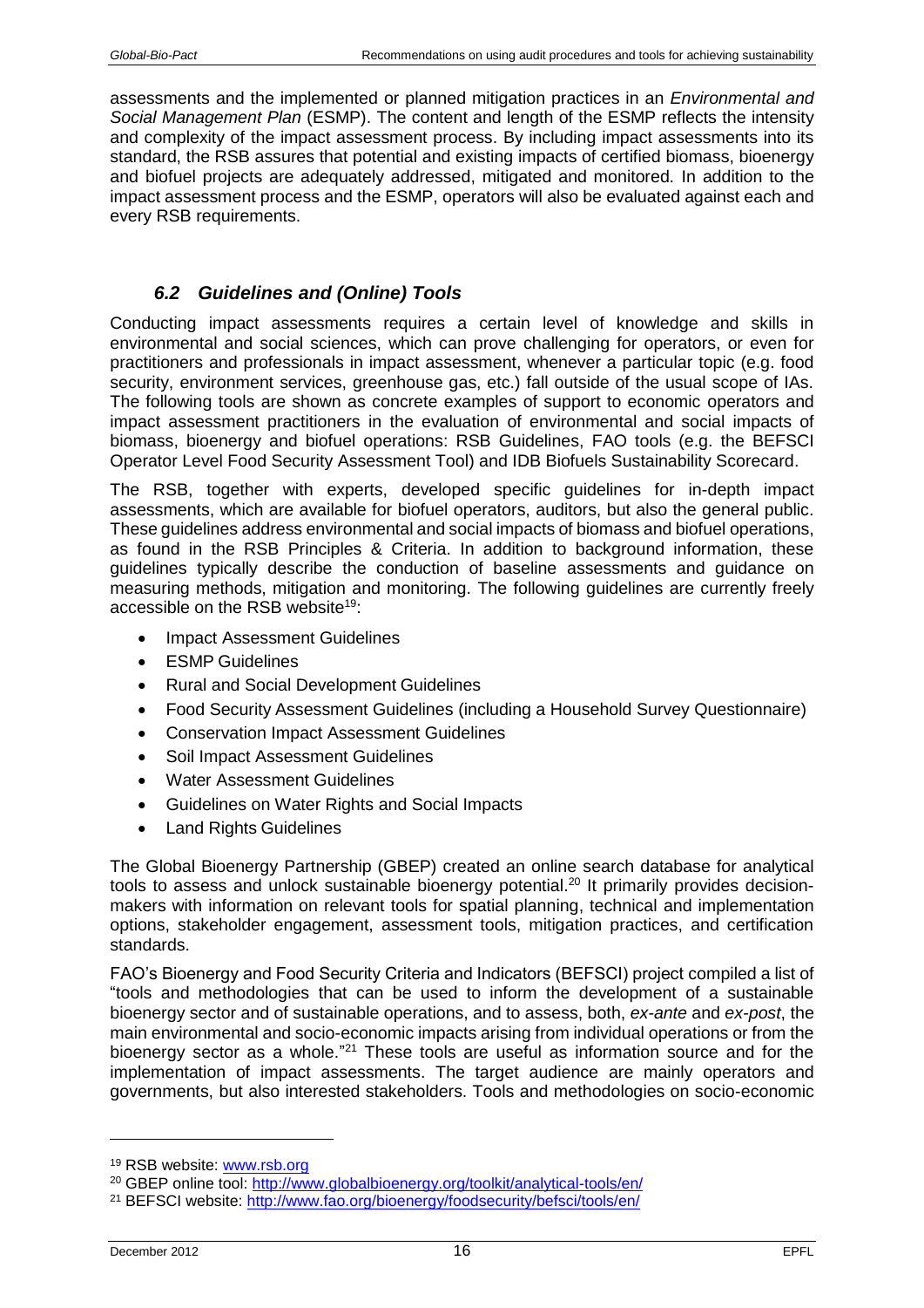assessments and the implemented or planned mitigation practices in an *Environmental and Social Management Plan* (ESMP). The content and length of the ESMP reflects the intensity and complexity of the impact assessment process. By including impact assessments into its standard, the RSB assures that potential and existing impacts of certified biomass, bioenergy and biofuel projects are adequately addressed, mitigated and monitored. In addition to the impact assessment process and the ESMP, operators will also be evaluated against each and every RSB requirements.

## *6.2 Guidelines and (Online) Tools*

Conducting impact assessments requires a certain level of knowledge and skills in environmental and social sciences, which can prove challenging for operators, or even for practitioners and professionals in impact assessment, whenever a particular topic (e.g. food security, environment services, greenhouse gas, etc.) fall outside of the usual scope of IAs. The following tools are shown as concrete examples of support to economic operators and impact assessment practitioners in the evaluation of environmental and social impacts of biomass, bioenergy and biofuel operations: RSB Guidelines, FAO tools (e.g. the BEFSCI Operator Level Food Security Assessment Tool) and IDB Biofuels Sustainability Scorecard.

The RSB, together with experts, developed specific guidelines for in-depth impact assessments, which are available for biofuel operators, auditors, but also the general public. These guidelines address environmental and social impacts of biomass and biofuel operations, as found in the RSB Principles & Criteria. In addition to background information, these guidelines typically describe the conduction of baseline assessments and guidance on measuring methods, mitigation and monitoring. The following guidelines are currently freely accessible on the RSB website[19]:

- Impact Assessment Guidelines
- ESMP Guidelines
- Rural and Social Development Guidelines
- Food Security Assessment Guidelines (including a Household Survey Questionnaire)
- Conservation Impact Assessment Guidelines
- Soil Impact Assessment Guidelines
- Water Assessment Guidelines
- Guidelines on Water Rights and Social Impacts
- Land Rights Guidelines

The Global Bioenergy Partnership (GBEP) created an online search database for analytical tools to assess and unlock sustainable bioenergy potential.[20] It primarily provides decision-makers with information on relevant tools for spatial planning, technical and implementation options, stakeholder engagement, assessment tools, mitigation practices, and certification standards.

FAO's Bioenergy and Food Security Criteria and Indicators (BEFSCI) project compiled a list of "tools and methodologies that can be used to inform the development of a sustainable bioenergy sector and of sustainable operations, and to assess, both, *ex-ante* and *ex-post*, the main environmental and socio-economic impacts arising from individual operations or from the bioenergy sector as a whole."[21] These tools are useful as information source and for the implementation of impact assessments. The target audience are mainly operators and governments, but also interested stakeholders. Tools and methodologies on socio-economic

---

[19] RSB website: www.rsb.org

[20] GBEP online tool: http://www.globalbioenergy.org/toolkit/analytical-tools/en/

[21] BEFSCI website: http://www.fao.org/bioenergy/foodsecurity/befsci/tools/en/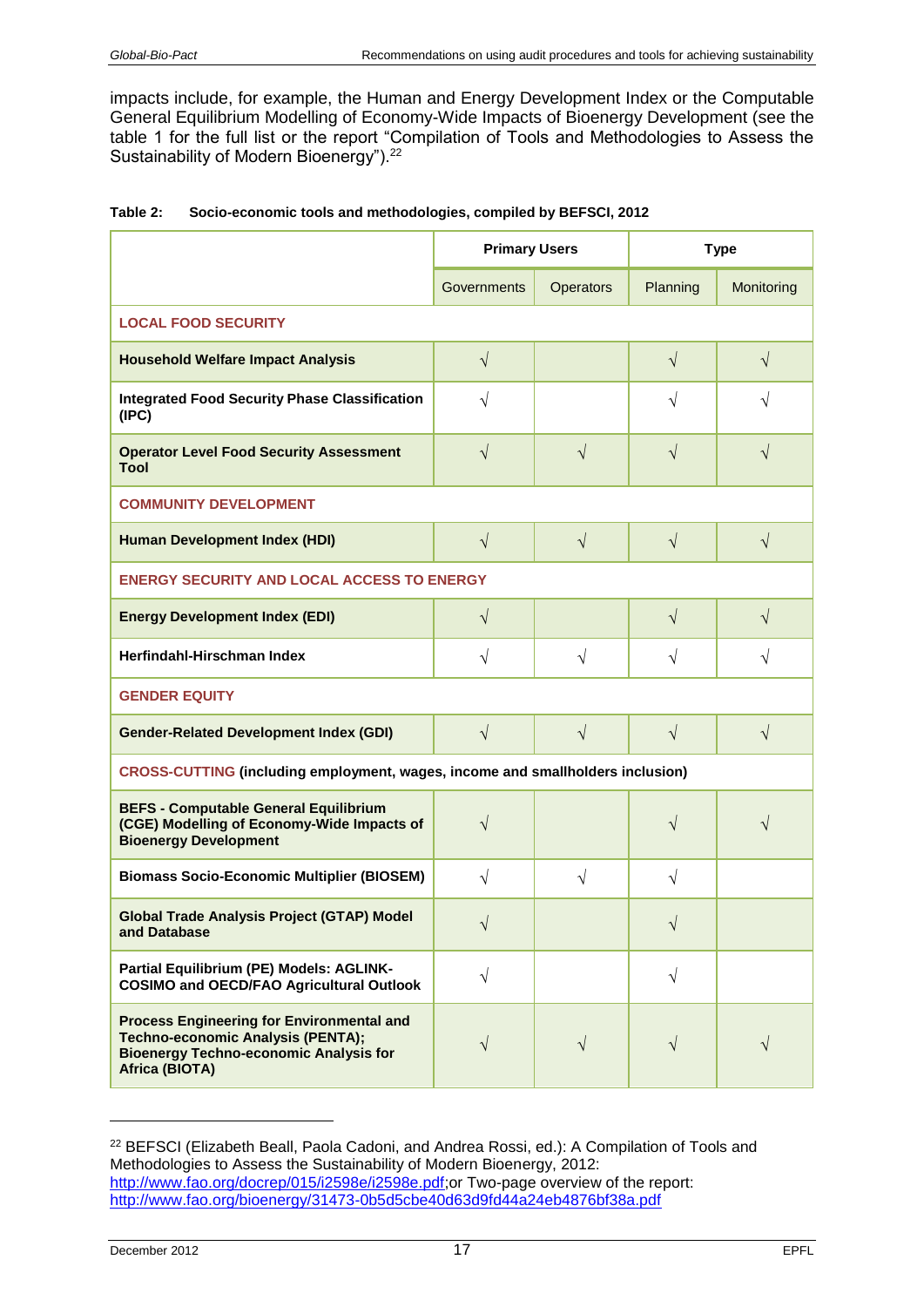impacts include, for example, the Human and Energy Development Index or the Computable General Equilibrium Modelling of Economy-Wide Impacts of Bioenergy Development (see the table 1 for the full list or the report "Compilation of Tools and Methodologies to Assess the Sustainability of Modern Bioenergy").[22]

**Table 2: Socio-economic tools and methodologies, compiled by BEFSCI, 2012**

| | Primary Users | | Type | |
|---|---|---|---|---|
| | Governments | Operators | Planning | Monitoring |
| **LOCAL FOOD SECURITY** | | | | |
| **Household Welfare Impact Analysis** | √ | | √ | √ |
| **Integrated Food Security Phase Classification (IPC)** | √ | | √ | √ |
| **Operator Level Food Security Assessment Tool** | √ | √ | √ | √ |
| **COMMUNITY DEVELOPMENT** | | | | |
| **Human Development Index (HDI)** | √ | √ | √ | √ |
| **ENERGY SECURITY AND LOCAL ACCESS TO ENERGY** | | | | |
| **Energy Development Index (EDI)** | √ | | √ | √ |
| **Herfindahl-Hirschman Index** | √ | √ | √ | √ |
| **GENDER EQUITY** | | | | |
| **Gender-Related Development Index (GDI)** | √ | √ | √ | √ |
| **CROSS-CUTTING (including employment, wages, income and smallholders inclusion)** | | | | |
| **BEFS - Computable General Equilibrium (CGE) Modelling of Economy-Wide Impacts of Bioenergy Development** | √ | | √ | √ |
| **Biomass Socio-Economic Multiplier (BIOSEM)** | √ | √ | √ | |
| **Global Trade Analysis Project (GTAP) Model and Database** | √ | | √ | |
| **Partial Equilibrium (PE) Models: AGLINK-COSIMO and OECD/FAO Agricultural Outlook** | √ | | √ | |
| **Process Engineering for Environmental and Techno-economic Analysis (PENTA); Bioenergy Techno-economic Analysis for Africa (BIOTA)** | √ | √ | √ | √ |

[22] BEFSCI (Elizabeth Beall, Paola Cadoni, and Andrea Rossi, ed.): A Compilation of Tools and Methodologies to Assess the Sustainability of Modern Bioenergy, 2012: http://www.fao.org/docrep/015/i2598e/i2598e.pdf;or Two-page overview of the report: http://www.fao.org/bioenergy/31473-0b5d5cbe40d63d9fd44a24eb4876bf38a.pdf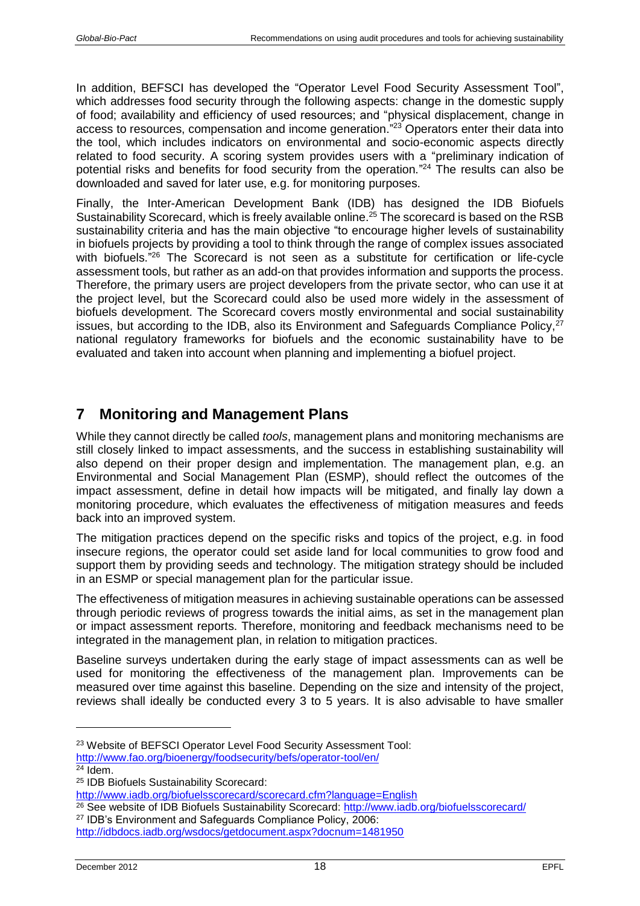In addition, BEFSCI has developed the "Operator Level Food Security Assessment Tool", which addresses food security through the following aspects: change in the domestic supply of food; availability and efficiency of used resources; and "physical displacement, change in access to resources, compensation and income generation."[23] Operators enter their data into the tool, which includes indicators on environmental and socio-economic aspects directly related to food security. A scoring system provides users with a "preliminary indication of potential risks and benefits for food security from the operation."[24] The results can also be downloaded and saved for later use, e.g. for monitoring purposes.

Finally, the Inter-American Development Bank (IDB) has designed the IDB Biofuels Sustainability Scorecard, which is freely available online.[25] The scorecard is based on the RSB sustainability criteria and has the main objective "to encourage higher levels of sustainability in biofuels projects by providing a tool to think through the range of complex issues associated with biofuels."[26] The Scorecard is not seen as a substitute for certification or life-cycle assessment tools, but rather as an add-on that provides information and supports the process. Therefore, the primary users are project developers from the private sector, who can use it at the project level, but the Scorecard could also be used more widely in the assessment of biofuels development. The Scorecard covers mostly environmental and social sustainability issues, but according to the IDB, also its Environment and Safeguards Compliance Policy,[27] national regulatory frameworks for biofuels and the economic sustainability have to be evaluated and taken into account when planning and implementing a biofuel project.

# 7 Monitoring and Management Plans

While they cannot directly be called *tools*, management plans and monitoring mechanisms are still closely linked to impact assessments, and the success in establishing sustainability will also depend on their proper design and implementation. The management plan, e.g. an Environmental and Social Management Plan (ESMP), should reflect the outcomes of the impact assessment, define in detail how impacts will be mitigated, and finally lay down a monitoring procedure, which evaluates the effectiveness of mitigation measures and feeds back into an improved system.

The mitigation practices depend on the specific risks and topics of the project, e.g. in food insecure regions, the operator could set aside land for local communities to grow food and support them by providing seeds and technology. The mitigation strategy should be included in an ESMP or special management plan for the particular issue.

The effectiveness of mitigation measures in achieving sustainable operations can be assessed through periodic reviews of progress towards the initial aims, as set in the management plan or impact assessment reports. Therefore, monitoring and feedback mechanisms need to be integrated in the management plan, in relation to mitigation practices.

Baseline surveys undertaken during the early stage of impact assessments can as well be used for monitoring the effectiveness of the management plan. Improvements can be measured over time against this baseline. Depending on the size and intensity of the project, reviews shall ideally be conducted every 3 to 5 years. It is also advisable to have smaller

---

[23] Website of BEFSCI Operator Level Food Security Assessment Tool: http://www.fao.org/bioenergy/foodsecurity/befs/operator-tool/en/

[24] Idem.

[25] IDB Biofuels Sustainability Scorecard: http://www.iadb.org/biofuelsscorecard/scorecard.cfm?language=English

[26] See website of IDB Biofuels Sustainability Scorecard: http://www.iadb.org/biofuelsscorecard/

[27] IDB's Environment and Safeguards Compliance Policy, 2006: http://idbdocs.iadb.org/wsdocs/getdocument.aspx?docnum=1481950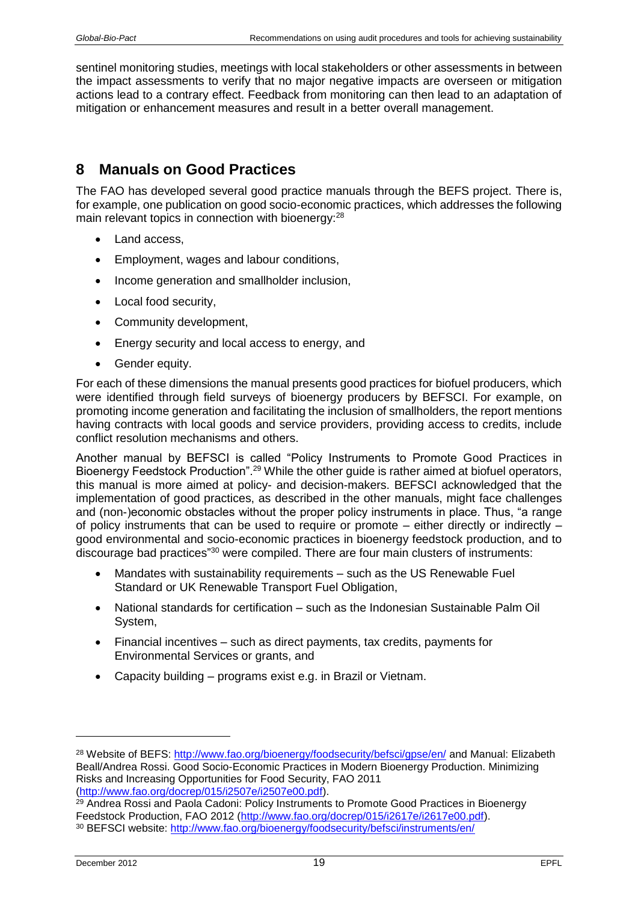sentinel monitoring studies, meetings with local stakeholders or other assessments in between the impact assessments to verify that no major negative impacts are overseen or mitigation actions lead to a contrary effect. Feedback from monitoring can then lead to an adaptation of mitigation or enhancement measures and result in a better overall management.

# 8 Manuals on Good Practices

The FAO has developed several good practice manuals through the BEFS project. There is, for example, one publication on good socio-economic practices, which addresses the following main relevant topics in connection with bioenergy:[28]

- Land access,
- Employment, wages and labour conditions,
- Income generation and smallholder inclusion,
- Local food security,
- Community development,
- Energy security and local access to energy, and
- Gender equity.

For each of these dimensions the manual presents good practices for biofuel producers, which were identified through field surveys of bioenergy producers by BEFSCI. For example, on promoting income generation and facilitating the inclusion of smallholders, the report mentions having contracts with local goods and service providers, providing access to credits, include conflict resolution mechanisms and others.

Another manual by BEFSCI is called "Policy Instruments to Promote Good Practices in Bioenergy Feedstock Production".[29] While the other guide is rather aimed at biofuel operators, this manual is more aimed at policy- and decision-makers. BEFSCI acknowledged that the implementation of good practices, as described in the other manuals, might face challenges and (non-)economic obstacles without the proper policy instruments in place. Thus, "a range of policy instruments that can be used to require or promote – either directly or indirectly – good environmental and socio-economic practices in bioenergy feedstock production, and to discourage bad practices"[30] were compiled. There are four main clusters of instruments:

- Mandates with sustainability requirements – such as the US Renewable Fuel Standard or UK Renewable Transport Fuel Obligation,
- National standards for certification – such as the Indonesian Sustainable Palm Oil System,
- Financial incentives – such as direct payments, tax credits, payments for Environmental Services or grants, and
- Capacity building – programs exist e.g. in Brazil or Vietnam.

---

[28] Website of BEFS: http://www.fao.org/bioenergy/foodsecurity/befsci/gpse/en/ and Manual: Elizabeth Beall/Andrea Rossi. Good Socio-Economic Practices in Modern Bioenergy Production. Minimizing Risks and Increasing Opportunities for Food Security, FAO 2011 (http://www.fao.org/docrep/015/i2507e/i2507e00.pdf).

[29] Andrea Rossi and Paola Cadoni: Policy Instruments to Promote Good Practices in Bioenergy Feedstock Production, FAO 2012 (http://www.fao.org/docrep/015/i2617e/i2617e00.pdf).

[30] BEFSCI website: http://www.fao.org/bioenergy/foodsecurity/befsci/instruments/en/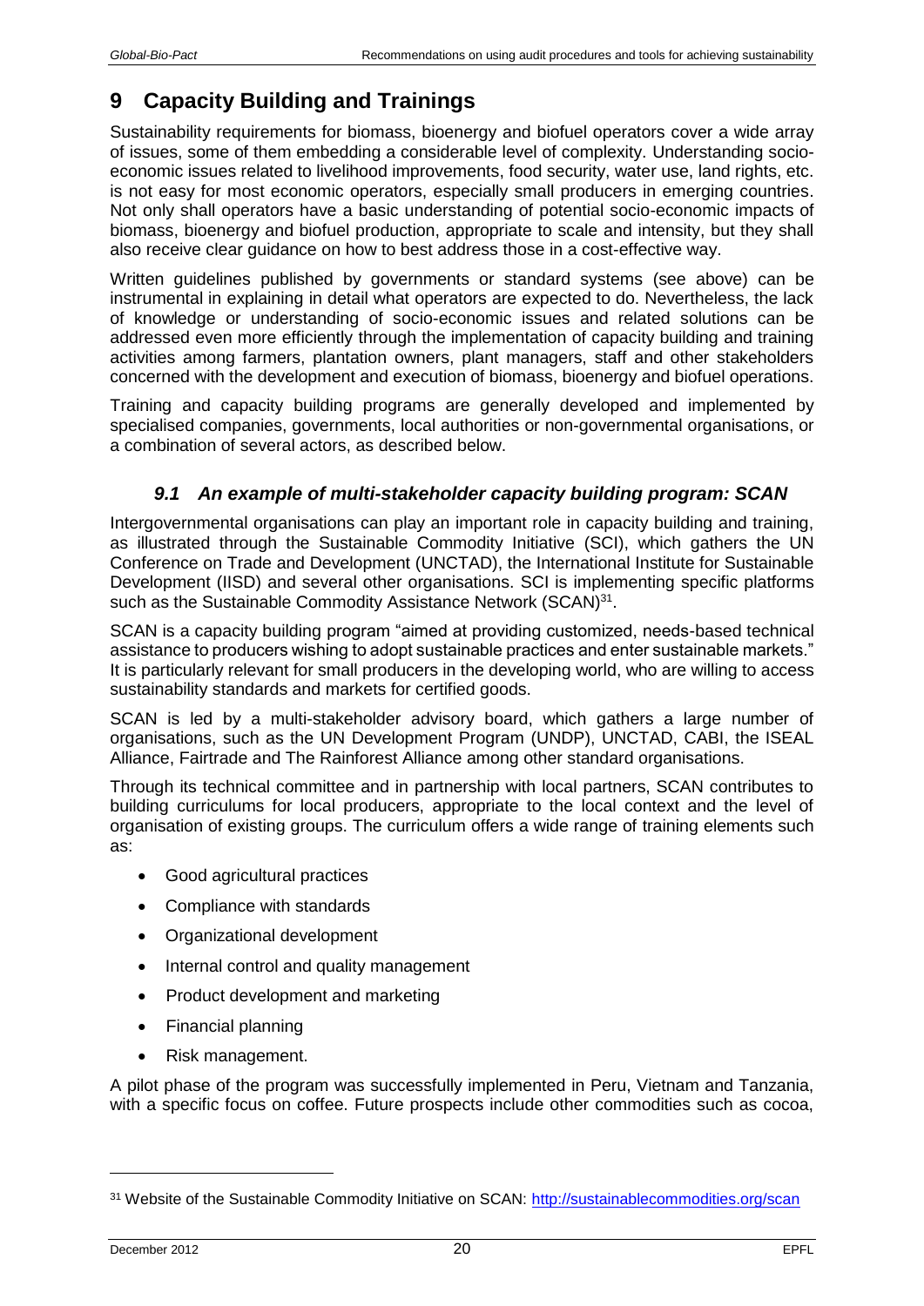# 9 Capacity Building and Trainings

Sustainability requirements for biomass, bioenergy and biofuel operators cover a wide array of issues, some of them embedding a considerable level of complexity. Understanding socio-economic issues related to livelihood improvements, food security, water use, land rights, etc. is not easy for most economic operators, especially small producers in emerging countries. Not only shall operators have a basic understanding of potential socio-economic impacts of biomass, bioenergy and biofuel production, appropriate to scale and intensity, but they shall also receive clear guidance on how to best address those in a cost-effective way.

Written guidelines published by governments or standard systems (see above) can be instrumental in explaining in detail what operators are expected to do. Nevertheless, the lack of knowledge or understanding of socio-economic issues and related solutions can be addressed even more efficiently through the implementation of capacity building and training activities among farmers, plantation owners, plant managers, staff and other stakeholders concerned with the development and execution of biomass, bioenergy and biofuel operations.

Training and capacity building programs are generally developed and implemented by specialised companies, governments, local authorities or non-governmental organisations, or a combination of several actors, as described below.

## *9.1 An example of multi-stakeholder capacity building program: SCAN*

Intergovernmental organisations can play an important role in capacity building and training, as illustrated through the Sustainable Commodity Initiative (SCI), which gathers the UN Conference on Trade and Development (UNCTAD), the International Institute for Sustainable Development (IISD) and several other organisations. SCI is implementing specific platforms such as the Sustainable Commodity Assistance Network (SCAN)[31].

SCAN is a capacity building program "aimed at providing customized, needs-based technical assistance to producers wishing to adopt sustainable practices and enter sustainable markets." It is particularly relevant for small producers in the developing world, who are willing to access sustainability standards and markets for certified goods.

SCAN is led by a multi-stakeholder advisory board, which gathers a large number of organisations, such as the UN Development Program (UNDP), UNCTAD, CABI, the ISEAL Alliance, Fairtrade and The Rainforest Alliance among other standard organisations.

Through its technical committee and in partnership with local partners, SCAN contributes to building curriculums for local producers, appropriate to the local context and the level of organisation of existing groups. The curriculum offers a wide range of training elements such as:

- Good agricultural practices
- Compliance with standards
- Organizational development
- Internal control and quality management
- Product development and marketing
- Financial planning
- Risk management.

A pilot phase of the program was successfully implemented in Peru, Vietnam and Tanzania, with a specific focus on coffee. Future prospects include other commodities such as cocoa,

[31] Website of the Sustainable Commodity Initiative on SCAN: http://sustainablecommodities.org/scan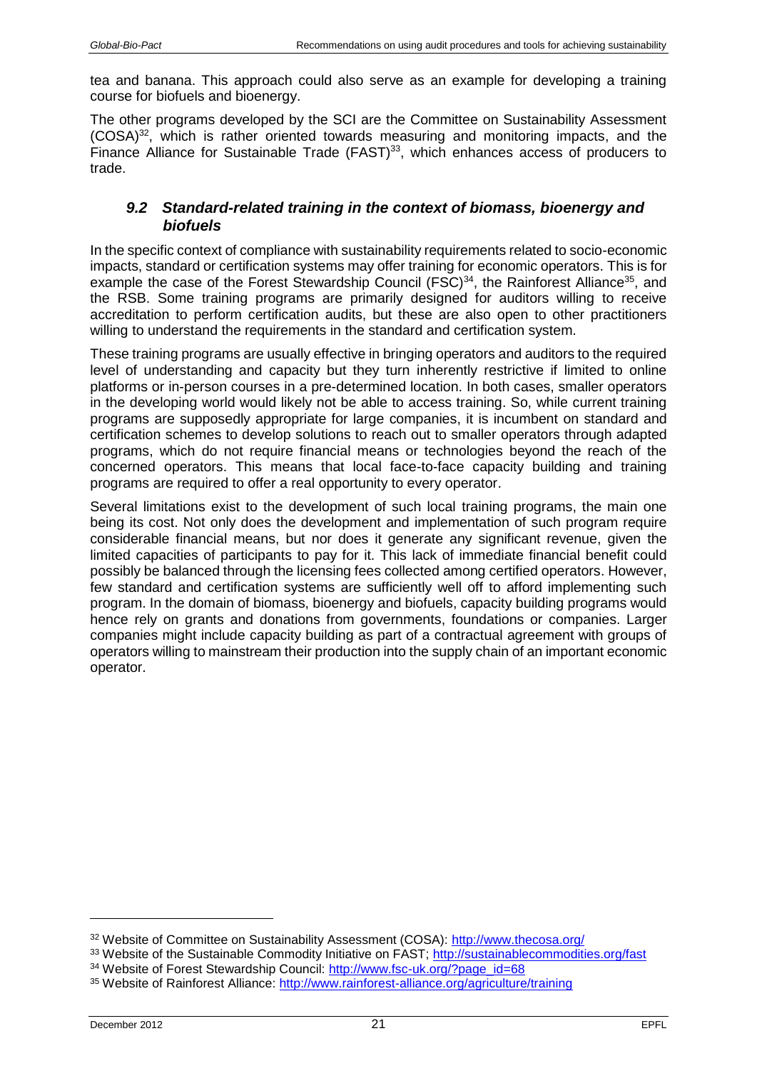tea and banana. This approach could also serve as an example for developing a training course for biofuels and bioenergy.

The other programs developed by the SCI are the Committee on Sustainability Assessment (COSA)[32], which is rather oriented towards measuring and monitoring impacts, and the Finance Alliance for Sustainable Trade (FAST)[33], which enhances access of producers to trade.

### *9.2 Standard-related training in the context of biomass, bioenergy and biofuels*

In the specific context of compliance with sustainability requirements related to socio-economic impacts, standard or certification systems may offer training for economic operators. This is for example the case of the Forest Stewardship Council (FSC)[34], the Rainforest Alliance[35], and the RSB. Some training programs are primarily designed for auditors willing to receive accreditation to perform certification audits, but these are also open to other practitioners willing to understand the requirements in the standard and certification system.

These training programs are usually effective in bringing operators and auditors to the required level of understanding and capacity but they turn inherently restrictive if limited to online platforms or in-person courses in a pre-determined location. In both cases, smaller operators in the developing world would likely not be able to access training. So, while current training programs are supposedly appropriate for large companies, it is incumbent on standard and certification schemes to develop solutions to reach out to smaller operators through adapted programs, which do not require financial means or technologies beyond the reach of the concerned operators. This means that local face-to-face capacity building and training programs are required to offer a real opportunity to every operator.

Several limitations exist to the development of such local training programs, the main one being its cost. Not only does the development and implementation of such program require considerable financial means, but nor does it generate any significant revenue, given the limited capacities of participants to pay for it. This lack of immediate financial benefit could possibly be balanced through the licensing fees collected among certified operators. However, few standard and certification systems are sufficiently well off to afford implementing such program. In the domain of biomass, bioenergy and biofuels, capacity building programs would hence rely on grants and donations from governments, foundations or companies. Larger companies might include capacity building as part of a contractual agreement with groups of operators willing to mainstream their production into the supply chain of an important economic operator.

---

[32] Website of Committee on Sustainability Assessment (COSA): http://www.thecosa.org/

[33] Website of the Sustainable Commodity Initiative on FAST; http://sustainablecommodities.org/fast

[34] Website of Forest Stewardship Council: http://www.fsc-uk.org/?page_id=68

[35] Website of Rainforest Alliance: http://www.rainforest-alliance.org/agriculture/training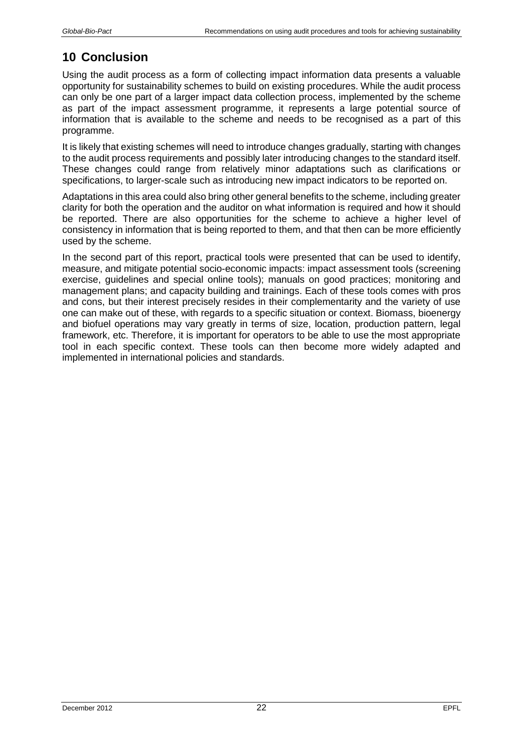# 10 Conclusion

Using the audit process as a form of collecting impact information data presents a valuable opportunity for sustainability schemes to build on existing procedures. While the audit process can only be one part of a larger impact data collection process, implemented by the scheme as part of the impact assessment programme, it represents a large potential source of information that is available to the scheme and needs to be recognised as a part of this programme.

It is likely that existing schemes will need to introduce changes gradually, starting with changes to the audit process requirements and possibly later introducing changes to the standard itself. These changes could range from relatively minor adaptations such as clarifications or specifications, to larger-scale such as introducing new impact indicators to be reported on.

Adaptations in this area could also bring other general benefits to the scheme, including greater clarity for both the operation and the auditor on what information is required and how it should be reported. There are also opportunities for the scheme to achieve a higher level of consistency in information that is being reported to them, and that then can be more efficiently used by the scheme.

In the second part of this report, practical tools were presented that can be used to identify, measure, and mitigate potential socio-economic impacts: impact assessment tools (screening exercise, guidelines and special online tools); manuals on good practices; monitoring and management plans; and capacity building and trainings. Each of these tools comes with pros and cons, but their interest precisely resides in their complementarity and the variety of use one can make out of these, with regards to a specific situation or context. Biomass, bioenergy and biofuel operations may vary greatly in terms of size, location, production pattern, legal framework, etc. Therefore, it is important for operators to be able to use the most appropriate tool in each specific context. These tools can then become more widely adapted and implemented in international policies and standards.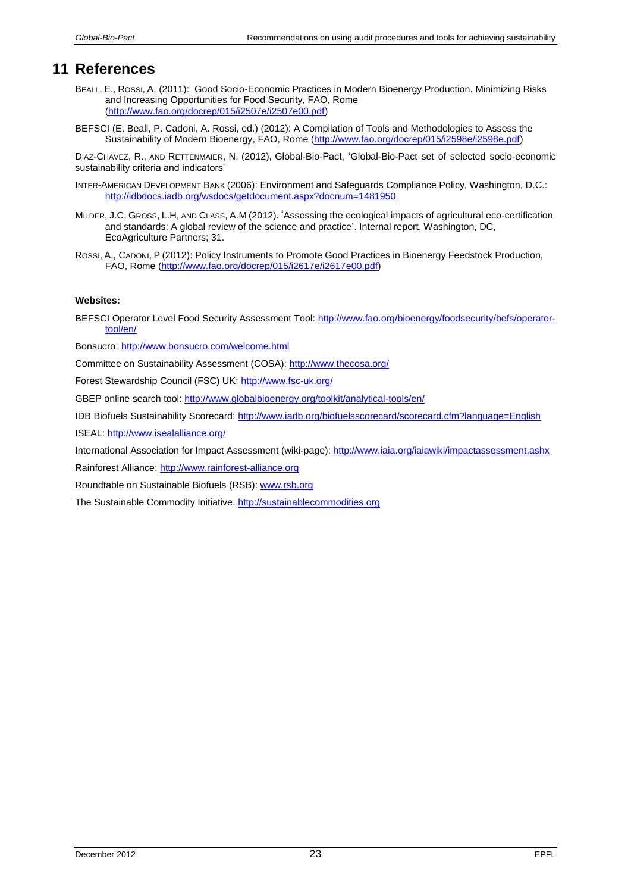# 11 References

BEALL, E., ROSSI, A. (2011): Good Socio-Economic Practices in Modern Bioenergy Production. Minimizing Risks and Increasing Opportunities for Food Security, FAO, Rome (http://www.fao.org/docrep/015/i2507e/i2507e00.pdf)

BEFSCI (E. Beall, P. Cadoni, A. Rossi, ed.) (2012): A Compilation of Tools and Methodologies to Assess the Sustainability of Modern Bioenergy, FAO, Rome (http://www.fao.org/docrep/015/i2598e/i2598e.pdf)

DIAZ-CHAVEZ, R., AND RETTENMAIER, N. (2012), Global-Bio-Pact, 'Global-Bio-Pact set of selected socio-economic sustainability criteria and indicators'

INTER-AMERICAN DEVELOPMENT BANK (2006): Environment and Safeguards Compliance Policy, Washington, D.C.: http://idbdocs.iadb.org/wsdocs/getdocument.aspx?docnum=1481950

MILDER, J.C, GROSS, L.H, AND CLASS, A.M (2012). 'Assessing the ecological impacts of agricultural eco-certification and standards: A global review of the science and practice'. Internal report. Washington, DC, EcoAgriculture Partners; 31.

ROSSI, A., CADONI, P (2012): Policy Instruments to Promote Good Practices in Bioenergy Feedstock Production, FAO, Rome (http://www.fao.org/docrep/015/i2617e/i2617e00.pdf)

**Websites:**

BEFSCI Operator Level Food Security Assessment Tool: http://www.fao.org/bioenergy/foodsecurity/befs/operator-tool/en/

Bonsucro: http://www.bonsucro.com/welcome.html

Committee on Sustainability Assessment (COSA): http://www.thecosa.org/

Forest Stewardship Council (FSC) UK: http://www.fsc-uk.org/

GBEP online search tool: http://www.globalbioenergy.org/toolkit/analytical-tools/en/

IDB Biofuels Sustainability Scorecard: http://www.iadb.org/biofuelsscorecard/scorecard.cfm?language=English

ISEAL: http://www.isealalliance.org/

International Association for Impact Assessment (wiki-page): http://www.iaia.org/iaiawiki/impactassessment.ashx

Rainforest Alliance: http://www.rainforest-alliance.org

Roundtable on Sustainable Biofuels (RSB): www.rsb.org

The Sustainable Commodity Initiative: http://sustainablecommodities.org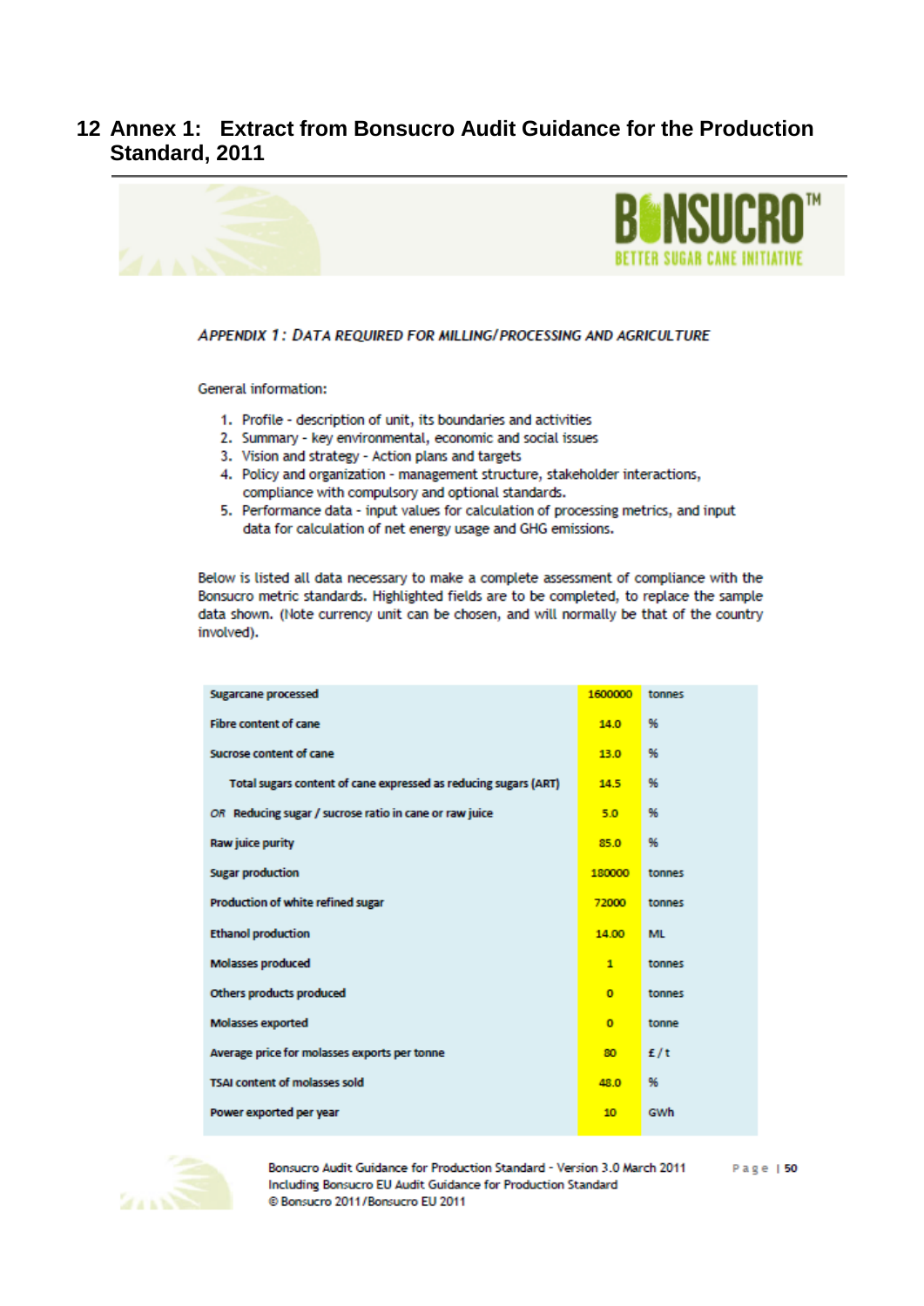# 12 Annex 1: Extract from Bonsucro Audit Guidance for the Production Standard, 2011

BONSUCRO™
BETTER SUGAR CANE INITIATIVE

*APPENDIX 1: DATA REQUIRED FOR MILLING/PROCESSING AND AGRICULTURE*

General information:

1. Profile - description of unit, its boundaries and activities
2. Summary - key environmental, economic and social issues
3. Vision and strategy - Action plans and targets
4. Policy and organization - management structure, stakeholder interactions, compliance with compulsory and optional standards.
5. Performance data - input values for calculation of processing metrics, and input data for calculation of net energy usage and GHG emissions.

Below is listed all data necessary to make a complete assessment of compliance with the Bonsucro metric standards. Highlighted fields are to be completed, to replace the sample data shown. (Note currency unit can be chosen, and will normally be that of the country involved).

| | | |
|---|---|---|
| Sugarcane processed | 1600000 | tonnes |
| Fibre content of cane | 14.0 | % |
| Sucrose content of cane | 13.0 | % |
| Total sugars content of cane expressed as reducing sugars (ART) | 14.5 | % |
| *OR* Reducing sugar / sucrose ratio in cane or raw juice | 5.0 | % |
| Raw juice purity | 85.0 | % |
| Sugar production | 180000 | tonnes |
| Production of white refined sugar | 72000 | tonnes |
| Ethanol production | 14.00 | ML |
| Molasses produced | 1 | tonnes |
| Others products produced | 0 | tonnes |
| Molasses exported | 0 | tonne |
| Average price for molasses exports per tonne | 80 | £/t |
| TSAI content of molasses sold | 48.0 | % |
| Power exported per year | 10 | GWh |

Bonsucro Audit Guidance for Production Standard - Version 3.0 March 2011
Including Bonsucro EU Audit Guidance for Production Standard
© Bonsucro 2011/Bonsucro EU 2011